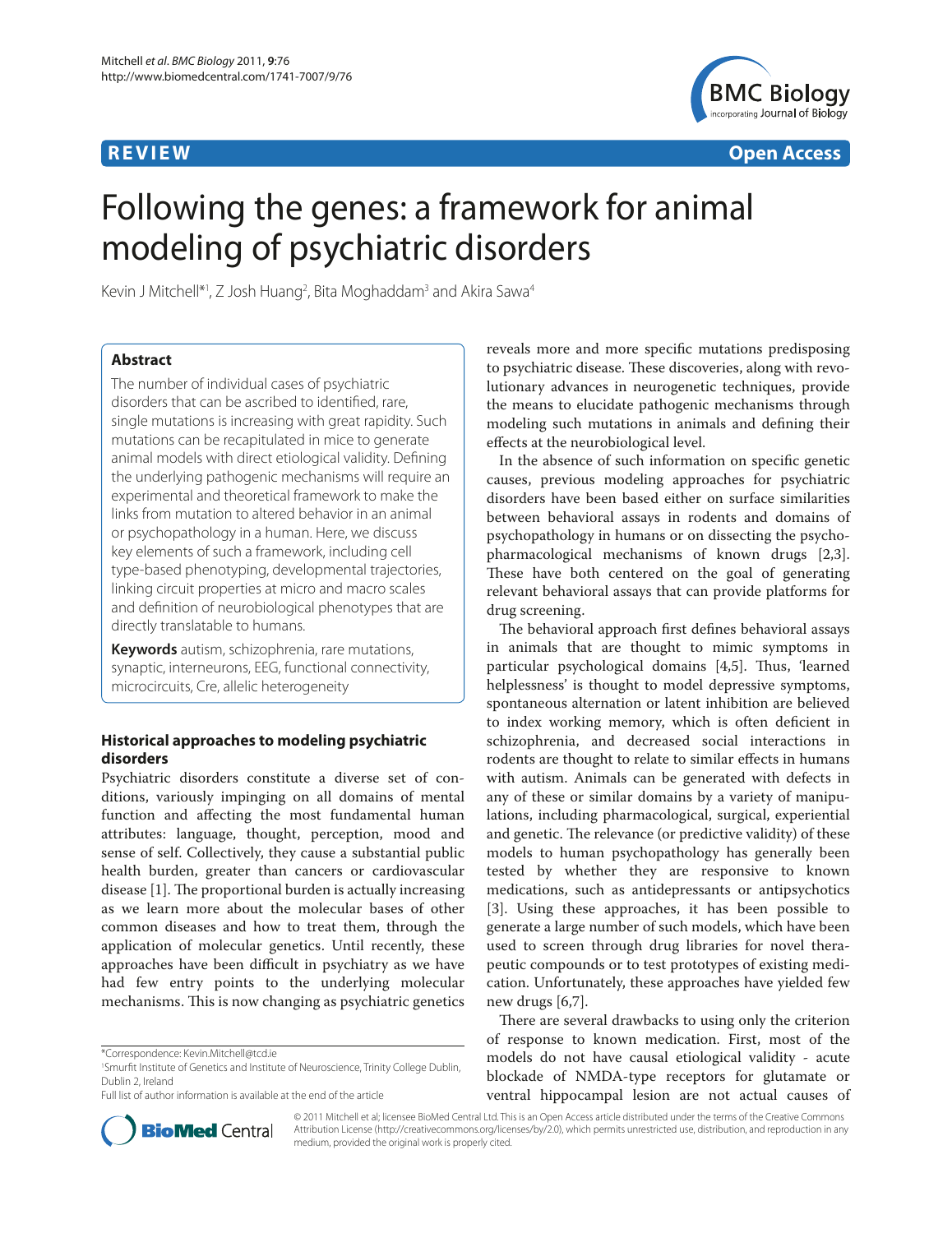REVIEW

Open Access

# Following the genes: a framework for animal modeling of psychiatric disorders

Kevin J Mitchell*[1], Z Josh Huang[2], Bita Moghaddam[3] and Akira Sawa[4]

## Abstract

The number of individual cases of psychiatric disorders that can be ascribed to identified, rare, single mutations is increasing with great rapidity. Such mutations can be recapitulated in mice to generate animal models with direct etiological validity. Defining the underlying pathogenic mechanisms will require an experimental and theoretical framework to make the links from mutation to altered behavior in an animal or psychopathology in a human. Here, we discuss key elements of such a framework, including cell type-based phenotyping, developmental trajectories, linking circuit properties at micro and macro scales and definition of neurobiological phenotypes that are directly translatable to humans.

**Keywords** autism, schizophrenia, rare mutations, synaptic, interneurons, EEG, functional connectivity, microcircuits, Cre, allelic heterogeneity

## Historical approaches to modeling psychiatric disorders

Psychiatric disorders constitute a diverse set of conditions, variously impinging on all domains of mental function and affecting the most fundamental human attributes: language, thought, perception, mood and sense of self. Collectively, they cause a substantial public health burden, greater than cancers or cardiovascular disease [1]. The proportional burden is actually increasing as we learn more about the molecular bases of other common diseases and how to treat them, through the application of molecular genetics. Until recently, these approaches have been difficult in psychiatry as we have had few entry points to the underlying molecular mechanisms. This is now changing as psychiatric genetics reveals more and more specific mutations predisposing to psychiatric disease. These discoveries, along with revolutionary advances in neurogenetic techniques, provide the means to elucidate pathogenic mechanisms through modeling such mutations in animals and defining their effects at the neurobiological level.

In the absence of such information on specific genetic causes, previous modeling approaches for psychiatric disorders have been based either on surface similarities between behavioral assays in rodents and domains of psychopathology in humans or on dissecting the psychopharmacological mechanisms of known drugs [2,3]. These have both centered on the goal of generating relevant behavioral assays that can provide platforms for drug screening.

The behavioral approach first defines behavioral assays in animals that are thought to mimic symptoms in particular psychological domains [4,5]. Thus, 'learned helplessness' is thought to model depressive symptoms, spontaneous alternation or latent inhibition are believed to index working memory, which is often deficient in schizophrenia, and decreased social interactions in rodents are thought to relate to similar effects in humans with autism. Animals can be generated with defects in any of these or similar domains by a variety of manipulations, including pharmacological, surgical, experiential and genetic. The relevance (or predictive validity) of these models to human psychopathology has generally been tested by whether they are responsive to known medications, such as antidepressants or antipsychotics [3]. Using these approaches, it has been possible to generate a large number of such models, which have been used to screen through drug libraries for novel therapeutic compounds or to test prototypes of existing medication. Unfortunately, these approaches have yielded few new drugs [6,7].

There are several drawbacks to using only the criterion of response to known medication. First, most of the models do not have causal etiological validity - acute blockade of NMDA-type receptors for glutamate or ventral hippocampal lesion are not actual causes of

*Correspondence: Kevin.Mitchell@tcd.ie
[1]Smurfit Institute of Genetics and Institute of Neuroscience, Trinity College Dublin, Dublin 2, Ireland
Full list of author information is available at the end of the article

© 2011 Mitchell et al; licensee BioMed Central Ltd. This is an Open Access article distributed under the terms of the Creative Commons Attribution License (http://creativecommons.org/licenses/by/2.0), which permits unrestricted use, distribution, and reproduction in any medium, provided the original work is properly cited.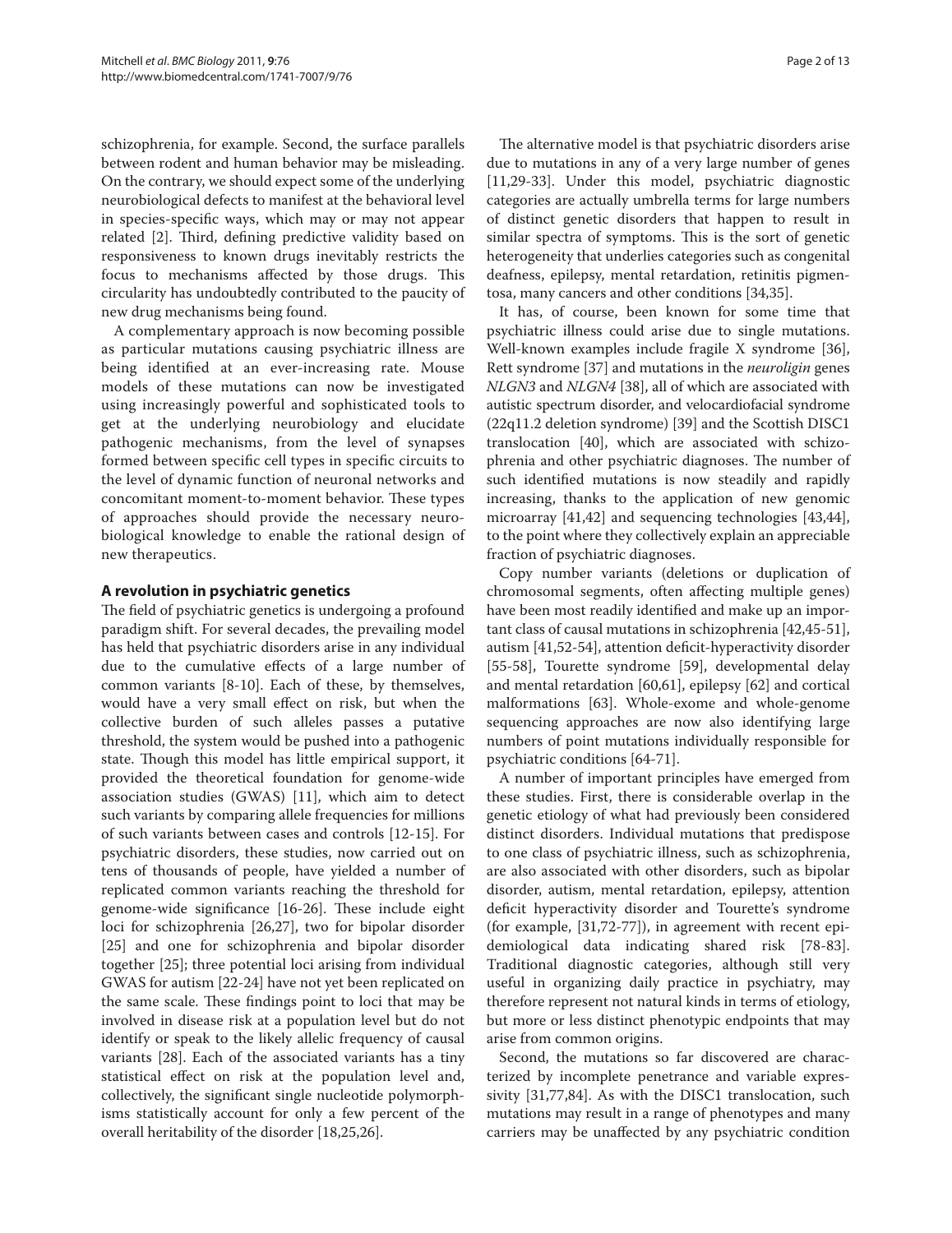schizophrenia, for example. Second, the surface parallels between rodent and human behavior may be misleading. On the contrary, we should expect some of the underlying neurobiological defects to manifest at the behavioral level in species-specific ways, which may or may not appear related [2]. Third, defining predictive validity based on responsiveness to known drugs inevitably restricts the focus to mechanisms affected by those drugs. This circularity has undoubtedly contributed to the paucity of new drug mechanisms being found.

A complementary approach is now becoming possible as particular mutations causing psychiatric illness are being identified at an ever-increasing rate. Mouse models of these mutations can now be investigated using increasingly powerful and sophisticated tools to get at the underlying neurobiology and elucidate pathogenic mechanisms, from the level of synapses formed between specific cell types in specific circuits to the level of dynamic function of neuronal networks and concomitant moment-to-moment behavior. These types of approaches should provide the necessary neurobiological knowledge to enable the rational design of new therapeutics.

## A revolution in psychiatric genetics

The field of psychiatric genetics is undergoing a profound paradigm shift. For several decades, the prevailing model has held that psychiatric disorders arise in any individual due to the cumulative effects of a large number of common variants [8-10]. Each of these, by themselves, would have a very small effect on risk, but when the collective burden of such alleles passes a putative threshold, the system would be pushed into a pathogenic state. Though this model has little empirical support, it provided the theoretical foundation for genome-wide association studies (GWAS) [11], which aim to detect such variants by comparing allele frequencies for millions of such variants between cases and controls [12-15]. For psychiatric disorders, these studies, now carried out on tens of thousands of people, have yielded a number of replicated common variants reaching the threshold for genome-wide significance [16-26]. These include eight loci for schizophrenia [26,27], two for bipolar disorder [25] and one for schizophrenia and bipolar disorder together [25]; three potential loci arising from individual GWAS for autism [22-24] have not yet been replicated on the same scale. These findings point to loci that may be involved in disease risk at a population level but do not identify or speak to the likely allelic frequency of causal variants [28]. Each of the associated variants has a tiny statistical effect on risk at the population level and, collectively, the significant single nucleotide polymorphisms statistically account for only a few percent of the overall heritability of the disorder [18,25,26].

The alternative model is that psychiatric disorders arise due to mutations in any of a very large number of genes [11,29-33]. Under this model, psychiatric diagnostic categories are actually umbrella terms for large numbers of distinct genetic disorders that happen to result in similar spectra of symptoms. This is the sort of genetic heterogeneity that underlies categories such as congenital deafness, epilepsy, mental retardation, retinitis pigmentosa, many cancers and other conditions [34,35].

It has, of course, been known for some time that psychiatric illness could arise due to single mutations. Well-known examples include fragile X syndrome [36], Rett syndrome [37] and mutations in the *neuroligin* genes *NLGN3* and *NLGN4* [38], all of which are associated with autistic spectrum disorder, and velocardiofacial syndrome (22q11.2 deletion syndrome) [39] and the Scottish DISC1 translocation [40], which are associated with schizophrenia and other psychiatric diagnoses. The number of such identified mutations is now steadily and rapidly increasing, thanks to the application of new genomic microarray [41,42] and sequencing technologies [43,44], to the point where they collectively explain an appreciable fraction of psychiatric diagnoses.

Copy number variants (deletions or duplication of chromosomal segments, often affecting multiple genes) have been most readily identified and make up an important class of causal mutations in schizophrenia [42,45-51], autism [41,52-54], attention deficit-hyperactivity disorder [55-58], Tourette syndrome [59], developmental delay and mental retardation [60,61], epilepsy [62] and cortical malformations [63]. Whole-exome and whole-genome sequencing approaches are now also identifying large numbers of point mutations individually responsible for psychiatric conditions [64-71].

A number of important principles have emerged from these studies. First, there is considerable overlap in the genetic etiology of what had previously been considered distinct disorders. Individual mutations that predispose to one class of psychiatric illness, such as schizophrenia, are also associated with other disorders, such as bipolar disorder, autism, mental retardation, epilepsy, attention deficit hyperactivity disorder and Tourette's syndrome (for example, [31,72-77]), in agreement with recent epidemiological data indicating shared risk [78-83]. Traditional diagnostic categories, although still very useful in organizing daily practice in psychiatry, may therefore represent not natural kinds in terms of etiology, but more or less distinct phenotypic endpoints that may arise from common origins.

Second, the mutations so far discovered are characterized by incomplete penetrance and variable expressivity [31,77,84]. As with the DISC1 translocation, such mutations may result in a range of phenotypes and many carriers may be unaffected by any psychiatric condition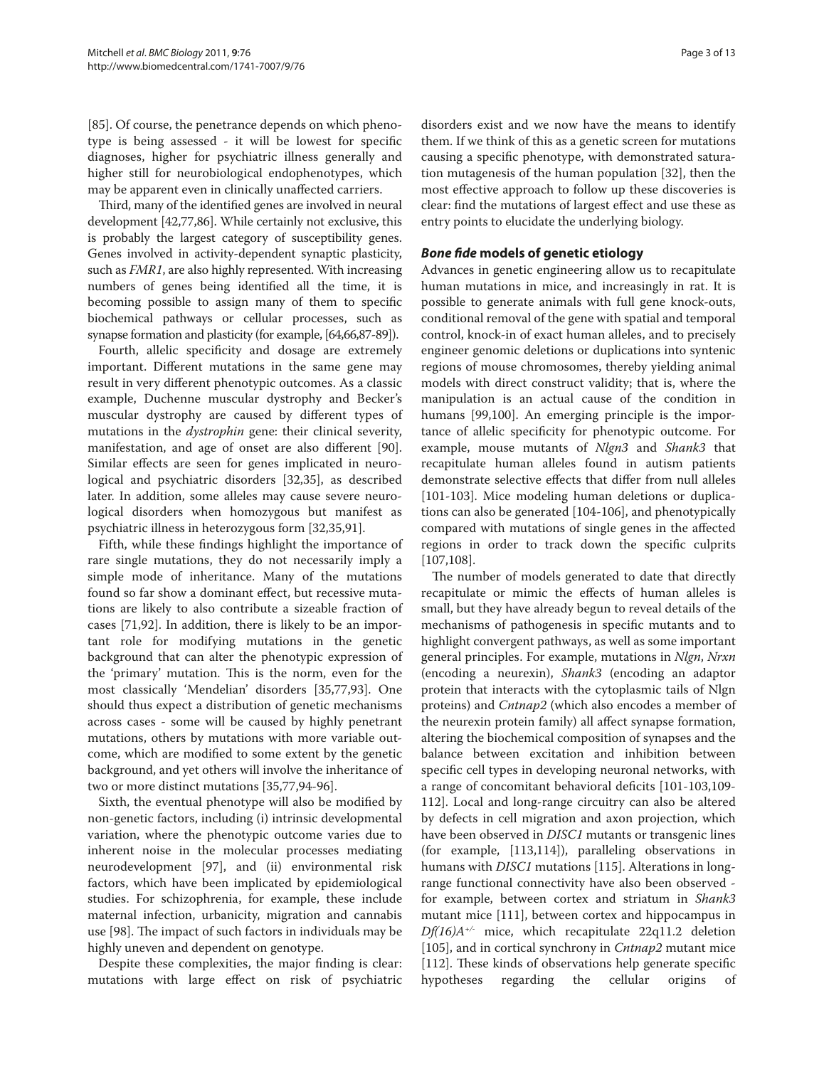[85]. Of course, the penetrance depends on which phenotype is being assessed - it will be lowest for specific diagnoses, higher for psychiatric illness generally and higher still for neurobiological endophenotypes, which may be apparent even in clinically unaffected carriers.

Third, many of the identified genes are involved in neural development [42,77,86]. While certainly not exclusive, this is probably the largest category of susceptibility genes. Genes involved in activity-dependent synaptic plasticity, such as *FMR1*, are also highly represented. With increasing numbers of genes being identified all the time, it is becoming possible to assign many of them to specific biochemical pathways or cellular processes, such as synapse formation and plasticity (for example, [64,66,87-89]).

Fourth, allelic specificity and dosage are extremely important. Different mutations in the same gene may result in very different phenotypic outcomes. As a classic example, Duchenne muscular dystrophy and Becker's muscular dystrophy are caused by different types of mutations in the *dystrophin* gene: their clinical severity, manifestation, and age of onset are also different [90]. Similar effects are seen for genes implicated in neurological and psychiatric disorders [32,35], as described later. In addition, some alleles may cause severe neurological disorders when homozygous but manifest as psychiatric illness in heterozygous form [32,35,91].

Fifth, while these findings highlight the importance of rare single mutations, they do not necessarily imply a simple mode of inheritance. Many of the mutations found so far show a dominant effect, but recessive mutations are likely to also contribute a sizeable fraction of cases [71,92]. In addition, there is likely to be an important role for modifying mutations in the genetic background that can alter the phenotypic expression of the 'primary' mutation. This is the norm, even for the most classically 'Mendelian' disorders [35,77,93]. One should thus expect a distribution of genetic mechanisms across cases - some will be caused by highly penetrant mutations, others by mutations with more variable outcome, which are modified to some extent by the genetic background, and yet others will involve the inheritance of two or more distinct mutations [35,77,94-96].

Sixth, the eventual phenotype will also be modified by non-genetic factors, including (i) intrinsic developmental variation, where the phenotypic outcome varies due to inherent noise in the molecular processes mediating neurodevelopment [97], and (ii) environmental risk factors, which have been implicated by epidemiological studies. For schizophrenia, for example, these include maternal infection, urbanicity, migration and cannabis use [98]. The impact of such factors in individuals may be highly uneven and dependent on genotype.

Despite these complexities, the major finding is clear: mutations with large effect on risk of psychiatric disorders exist and we now have the means to identify them. If we think of this as a genetic screen for mutations causing a specific phenotype, with demonstrated saturation mutagenesis of the human population [32], then the most effective approach to follow up these discoveries is clear: find the mutations of largest effect and use these as entry points to elucidate the underlying biology.

## *Bone fide* models of genetic etiology

Advances in genetic engineering allow us to recapitulate human mutations in mice, and increasingly in rat. It is possible to generate animals with full gene knock-outs, conditional removal of the gene with spatial and temporal control, knock-in of exact human alleles, and to precisely engineer genomic deletions or duplications into syntenic regions of mouse chromosomes, thereby yielding animal models with direct construct validity; that is, where the manipulation is an actual cause of the condition in humans [99,100]. An emerging principle is the importance of allelic specificity for phenotypic outcome. For example, mouse mutants of *Nlgn3* and *Shank3* that recapitulate human alleles found in autism patients demonstrate selective effects that differ from null alleles [101-103]. Mice modeling human deletions or duplications can also be generated [104-106], and phenotypically compared with mutations of single genes in the affected regions in order to track down the specific culprits [107,108].

The number of models generated to date that directly recapitulate or mimic the effects of human alleles is small, but they have already begun to reveal details of the mechanisms of pathogenesis in specific mutants and to highlight convergent pathways, as well as some important general principles. For example, mutations in *Nlgn*, *Nrxn* (encoding a neurexin), *Shank3* (encoding an adaptor protein that interacts with the cytoplasmic tails of Nlgn proteins) and *Cntnap2* (which also encodes a member of the neurexin protein family) all affect synapse formation, altering the biochemical composition of synapses and the balance between excitation and inhibition between specific cell types in developing neuronal networks, with a range of concomitant behavioral deficits [101-103,109-112]. Local and long-range circuitry can also be altered by defects in cell migration and axon projection, which have been observed in *DISC1* mutants or transgenic lines (for example, [113,114]), paralleling observations in humans with *DISC1* mutations [115]. Alterations in long-range functional connectivity have also been observed - for example, between cortex and striatum in *Shank3* mutant mice [111], between cortex and hippocampus in $Df(16)A^{+/-}$ mice, which recapitulate 22q11.2 deletion [105], and in cortical synchrony in *Cntnap2* mutant mice [112]. These kinds of observations help generate specific hypotheses regarding the cellular origins of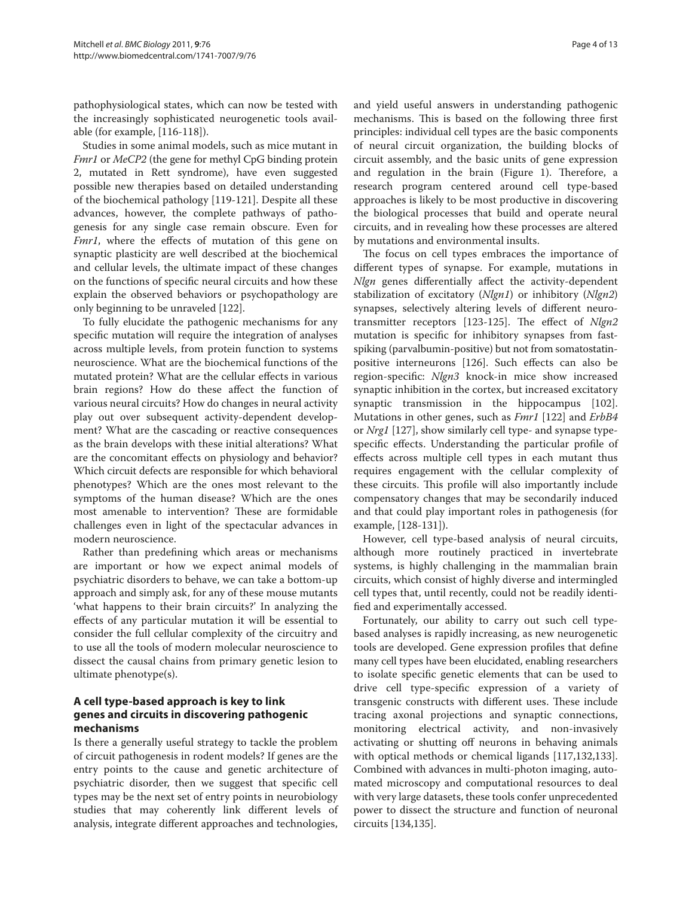pathophysiological states, which can now be tested with the increasingly sophisticated neurogenetic tools available (for example, [116-118]).

Studies in some animal models, such as mice mutant in *Fmr1* or *MeCP2* (the gene for methyl CpG binding protein 2, mutated in Rett syndrome), have even suggested possible new therapies based on detailed understanding of the biochemical pathology [119-121]. Despite all these advances, however, the complete pathways of pathogenesis for any single case remain obscure. Even for *Fmr1*, where the effects of mutation of this gene on synaptic plasticity are well described at the biochemical and cellular levels, the ultimate impact of these changes on the functions of specific neural circuits and how these explain the observed behaviors or psychopathology are only beginning to be unraveled [122].

To fully elucidate the pathogenic mechanisms for any specific mutation will require the integration of analyses across multiple levels, from protein function to systems neuroscience. What are the biochemical functions of the mutated protein? What are the cellular effects in various brain regions? How do these affect the function of various neural circuits? How do changes in neural activity play out over subsequent activity-dependent development? What are the cascading or reactive consequences as the brain develops with these initial alterations? What are the concomitant effects on physiology and behavior? Which circuit defects are responsible for which behavioral phenotypes? Which are the ones most relevant to the symptoms of the human disease? Which are the ones most amenable to intervention? These are formidable challenges even in light of the spectacular advances in modern neuroscience.

Rather than predefining which areas or mechanisms are important or how we expect animal models of psychiatric disorders to behave, we can take a bottom-up approach and simply ask, for any of these mouse mutants 'what happens to their brain circuits?' In analyzing the effects of any particular mutation it will be essential to consider the full cellular complexity of the circuitry and to use all the tools of modern molecular neuroscience to dissect the causal chains from primary genetic lesion to ultimate phenotype(s).

## A cell type-based approach is key to link genes and circuits in discovering pathogenic mechanisms

Is there a generally useful strategy to tackle the problem of circuit pathogenesis in rodent models? If genes are the entry points to the cause and genetic architecture of psychiatric disorder, then we suggest that specific cell types may be the next set of entry points in neurobiology studies that may coherently link different levels of analysis, integrate different approaches and technologies, and yield useful answers in understanding pathogenic mechanisms. This is based on the following three first principles: individual cell types are the basic components of neural circuit organization, the building blocks of circuit assembly, and the basic units of gene expression and regulation in the brain (Figure 1). Therefore, a research program centered around cell type-based approaches is likely to be most productive in discovering the biological processes that build and operate neural circuits, and in revealing how these processes are altered by mutations and environmental insults.

The focus on cell types embraces the importance of different types of synapse. For example, mutations in *Nlgn* genes differentially affect the activity-dependent stabilization of excitatory (*Nlgn1*) or inhibitory (*Nlgn2*) synapses, selectively altering levels of different neurotransmitter receptors [123-125]. The effect of *Nlgn2* mutation is specific for inhibitory synapses from fast-spiking (parvalbumin-positive) but not from somatostatin-positive interneurons [126]. Such effects can also be region-specific: *Nlgn3* knock-in mice show increased synaptic inhibition in the cortex, but increased excitatory synaptic transmission in the hippocampus [102]. Mutations in other genes, such as *Fmr1* [122] and *ErbB4* or *Nrg1* [127], show similarly cell type- and synapse type-specific effects. Understanding the particular profile of effects across multiple cell types in each mutant thus requires engagement with the cellular complexity of these circuits. This profile will also importantly include compensatory changes that may be secondarily induced and that could play important roles in pathogenesis (for example, [128-131]).

However, cell type-based analysis of neural circuits, although more routinely practiced in invertebrate systems, is highly challenging in the mammalian brain circuits, which consist of highly diverse and intermingled cell types that, until recently, could not be readily identified and experimentally accessed.

Fortunately, our ability to carry out such cell type-based analyses is rapidly increasing, as new neurogenetic tools are developed. Gene expression profiles that define many cell types have been elucidated, enabling researchers to isolate specific genetic elements that can be used to drive cell type-specific expression of a variety of transgenic constructs with different uses. These include tracing axonal projections and synaptic connections, monitoring electrical activity, and non-invasively activating or shutting off neurons in behaving animals with optical methods or chemical ligands [117,132,133]. Combined with advances in multi-photon imaging, automated microscopy and computational resources to deal with very large datasets, these tools confer unprecedented power to dissect the structure and function of neuronal circuits [134,135].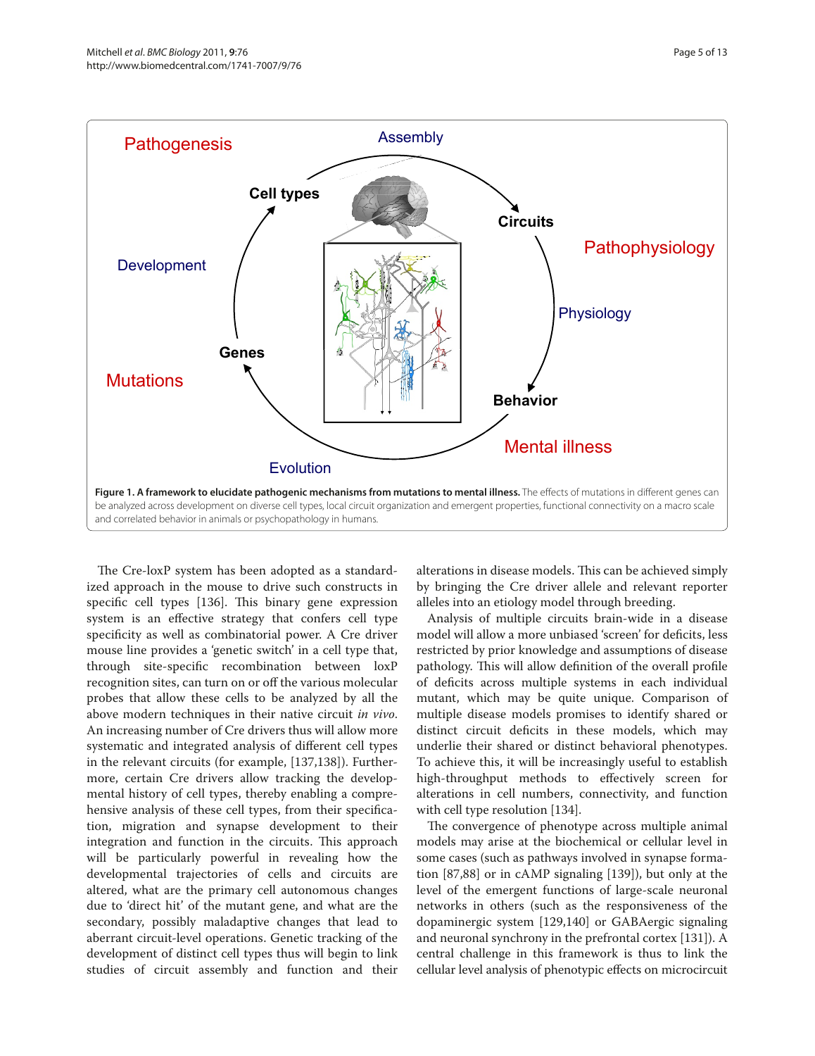Pathogenesis

Assembly

Cell types

Circuits

Pathophysiology

Development

Physiology

Genes

Mutations

Behavior

Mental illness

Evolution

**Figure 1. A framework to elucidate pathogenic mechanisms from mutations to mental illness.** The effects of mutations in different genes can be analyzed across development on diverse cell types, local circuit organization and emergent properties, functional connectivity on a macro scale and correlated behavior in animals or psychopathology in humans.

The Cre-loxP system has been adopted as a standardized approach in the mouse to drive such constructs in specific cell types [136]. This binary gene expression system is an effective strategy that confers cell type specificity as well as combinatorial power. A Cre driver mouse line provides a 'genetic switch' in a cell type that, through site-specific recombination between loxP recognition sites, can turn on or off the various molecular probes that allow these cells to be analyzed by all the above modern techniques in their native circuit *in vivo*. An increasing number of Cre drivers thus will allow more systematic and integrated analysis of different cell types in the relevant circuits (for example, [137,138]). Furthermore, certain Cre drivers allow tracking the developmental history of cell types, thereby enabling a comprehensive analysis of these cell types, from their specification, migration and synapse development to their integration and function in the circuits. This approach will be particularly powerful in revealing how the developmental trajectories of cells and circuits are altered, what are the primary cell autonomous changes due to 'direct hit' of the mutant gene, and what are the secondary, possibly maladaptive changes that lead to aberrant circuit-level operations. Genetic tracking of the development of distinct cell types thus will begin to link studies of circuit assembly and function and their alterations in disease models. This can be achieved simply by bringing the Cre driver allele and relevant reporter alleles into an etiology model through breeding.

Analysis of multiple circuits brain-wide in a disease model will allow a more unbiased 'screen' for deficits, less restricted by prior knowledge and assumptions of disease pathology. This will allow definition of the overall profile of deficits across multiple systems in each individual mutant, which may be quite unique. Comparison of multiple disease models promises to identify shared or distinct circuit deficits in these models, which may underlie their shared or distinct behavioral phenotypes. To achieve this, it will be increasingly useful to establish high-throughput methods to effectively screen for alterations in cell numbers, connectivity, and function with cell type resolution [134].

The convergence of phenotype across multiple animal models may arise at the biochemical or cellular level in some cases (such as pathways involved in synapse formation [87,88] or in cAMP signaling [139]), but only at the level of the emergent functions of large-scale neuronal networks in others (such as the responsiveness of the dopaminergic system [129,140] or GABAergic signaling and neuronal synchrony in the prefrontal cortex [131]). A central challenge in this framework is thus to link the cellular level analysis of phenotypic effects on microcircuit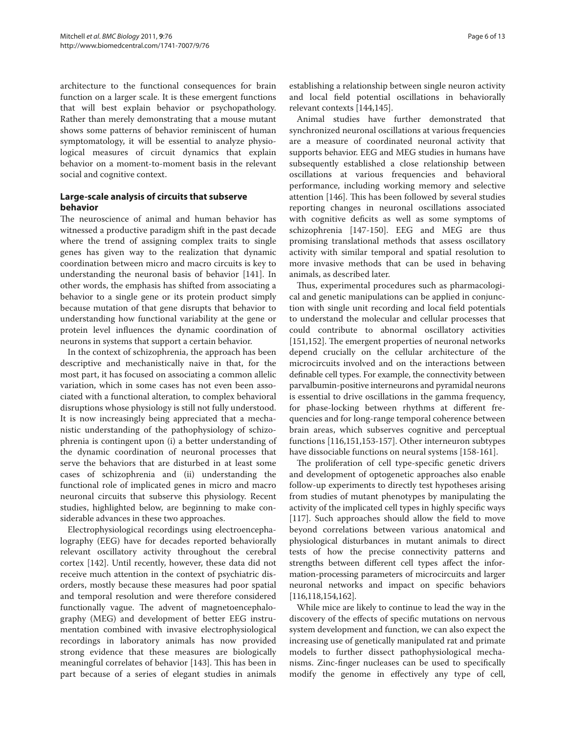architecture to the functional consequences for brain function on a larger scale. It is these emergent functions that will best explain behavior or psychopathology. Rather than merely demonstrating that a mouse mutant shows some patterns of behavior reminiscent of human symptomatology, it will be essential to analyze physiological measures of circuit dynamics that explain behavior on a moment-to-moment basis in the relevant social and cognitive context.

## Large-scale analysis of circuits that subserve behavior

The neuroscience of animal and human behavior has witnessed a productive paradigm shift in the past decade where the trend of assigning complex traits to single genes has given way to the realization that dynamic coordination between micro and macro circuits is key to understanding the neuronal basis of behavior [141]. In other words, the emphasis has shifted from associating a behavior to a single gene or its protein product simply because mutation of that gene disrupts that behavior to understanding how functional variability at the gene or protein level influences the dynamic coordination of neurons in systems that support a certain behavior.

In the context of schizophrenia, the approach has been descriptive and mechanistically naive in that, for the most part, it has focused on associating a common allelic variation, which in some cases has not even been associated with a functional alteration, to complex behavioral disruptions whose physiology is still not fully understood. It is now increasingly being appreciated that a mechanistic understanding of the pathophysiology of schizophrenia is contingent upon (i) a better understanding of the dynamic coordination of neuronal processes that serve the behaviors that are disturbed in at least some cases of schizophrenia and (ii) understanding the functional role of implicated genes in micro and macro neuronal circuits that subserve this physiology. Recent studies, highlighted below, are beginning to make considerable advances in these two approaches.

Electrophysiological recordings using electroencephalography (EEG) have for decades reported behaviorally relevant oscillatory activity throughout the cerebral cortex [142]. Until recently, however, these data did not receive much attention in the context of psychiatric disorders, mostly because these measures had poor spatial and temporal resolution and were therefore considered functionally vague. The advent of magnetoencephalography (MEG) and development of better EEG instrumentation combined with invasive electrophysiological recordings in laboratory animals has now provided strong evidence that these measures are biologically meaningful correlates of behavior [143]. This has been in part because of a series of elegant studies in animals establishing a relationship between single neuron activity and local field potential oscillations in behaviorally relevant contexts [144,145].

Animal studies have further demonstrated that synchronized neuronal oscillations at various frequencies are a measure of coordinated neuronal activity that supports behavior. EEG and MEG studies in humans have subsequently established a close relationship between oscillations at various frequencies and behavioral performance, including working memory and selective attention [146]. This has been followed by several studies reporting changes in neuronal oscillations associated with cognitive deficits as well as some symptoms of schizophrenia [147-150]. EEG and MEG are thus promising translational methods that assess oscillatory activity with similar temporal and spatial resolution to more invasive methods that can be used in behaving animals, as described later.

Thus, experimental procedures such as pharmacological and genetic manipulations can be applied in conjunction with single unit recording and local field potentials to understand the molecular and cellular processes that could contribute to abnormal oscillatory activities [151,152]. The emergent properties of neuronal networks depend crucially on the cellular architecture of the microcircuits involved and on the interactions between definable cell types. For example, the connectivity between parvalbumin-positive interneurons and pyramidal neurons is essential to drive oscillations in the gamma frequency, for phase-locking between rhythms at different frequencies and for long-range temporal coherence between brain areas, which subserves cognitive and perceptual functions [116,151,153-157]. Other interneuron subtypes have dissociable functions on neural systems [158-161].

The proliferation of cell type-specific genetic drivers and development of optogenetic approaches also enable follow-up experiments to directly test hypotheses arising from studies of mutant phenotypes by manipulating the activity of the implicated cell types in highly specific ways [117]. Such approaches should allow the field to move beyond correlations between various anatomical and physiological disturbances in mutant animals to direct tests of how the precise connectivity patterns and strengths between different cell types affect the information-processing parameters of microcircuits and larger neuronal networks and impact on specific behaviors [116,118,154,162].

While mice are likely to continue to lead the way in the discovery of the effects of specific mutations on nervous system development and function, we can also expect the increasing use of genetically manipulated rat and primate models to further dissect pathophysiological mechanisms. Zinc-finger nucleases can be used to specifically modify the genome in effectively any type of cell,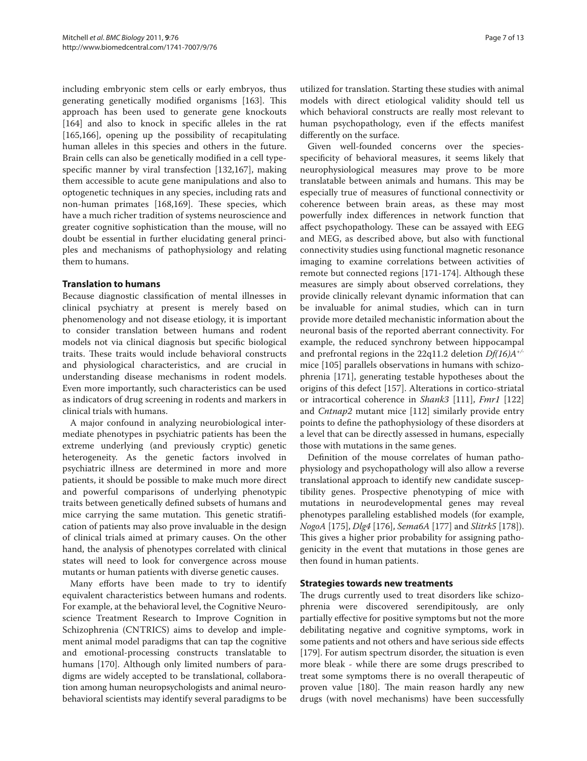including embryonic stem cells or early embryos, thus generating genetically modified organisms [163]. This approach has been used to generate gene knockouts [164] and also to knock in specific alleles in the rat [165,166], opening up the possibility of recapitulating human alleles in this species and others in the future. Brain cells can also be genetically modified in a cell type-specific manner by viral transfection [132,167], making them accessible to acute gene manipulations and also to optogenetic techniques in any species, including rats and non-human primates [168,169]. These species, which have a much richer tradition of systems neuroscience and greater cognitive sophistication than the mouse, will no doubt be essential in further elucidating general principles and mechanisms of pathophysiology and relating them to humans.

## Translation to humans

Because diagnostic classification of mental illnesses in clinical psychiatry at present is merely based on phenomenology and not disease etiology, it is important to consider translation between humans and rodent models not via clinical diagnosis but specific biological traits. These traits would include behavioral constructs and physiological characteristics, and are crucial in understanding disease mechanisms in rodent models. Even more importantly, such characteristics can be used as indicators of drug screening in rodents and markers in clinical trials with humans.

A major confound in analyzing neurobiological intermediate phenotypes in psychiatric patients has been the extreme underlying (and previously cryptic) genetic heterogeneity. As the genetic factors involved in psychiatric illness are determined in more and more patients, it should be possible to make much more direct and powerful comparisons of underlying phenotypic traits between genetically defined subsets of humans and mice carrying the same mutation. This genetic stratification of patients may also prove invaluable in the design of clinical trials aimed at primary causes. On the other hand, the analysis of phenotypes correlated with clinical states will need to look for convergence across mouse mutants or human patients with diverse genetic causes.

Many efforts have been made to try to identify equivalent characteristics between humans and rodents. For example, at the behavioral level, the Cognitive Neuroscience Treatment Research to Improve Cognition in Schizophrenia (CNTRICS) aims to develop and implement animal model paradigms that can tap the cognitive and emotional-processing constructs translatable to humans [170]. Although only limited numbers of paradigms are widely accepted to be translational, collaboration among human neuropsychologists and animal neurobehavioral scientists may identify several paradigms to be utilized for translation. Starting these studies with animal models with direct etiological validity should tell us which behavioral constructs are really most relevant to human psychopathology, even if the effects manifest differently on the surface.

Given well-founded concerns over the species-specificity of behavioral measures, it seems likely that neurophysiological measures may prove to be more translatable between animals and humans. This may be especially true of measures of functional connectivity or coherence between brain areas, as these may most powerfully index differences in network function that affect psychopathology. These can be assayed with EEG and MEG, as described above, but also with functional connectivity studies using functional magnetic resonance imaging to examine correlations between activities of remote but connected regions [171-174]. Although these measures are simply about observed correlations, they provide clinically relevant dynamic information that can be invaluable for animal studies, which can in turn provide more detailed mechanistic information about the neuronal basis of the reported aberrant connectivity. For example, the reduced synchrony between hippocampal and prefrontal regions in the 22q11.2 deletion *Df(16)A*$^{+/-}$ mice [105] parallels observations in humans with schizophrenia [171], generating testable hypotheses about the origins of this defect [157]. Alterations in cortico-striatal or intracortical coherence in *Shank3* [111], *Fmr1* [122] and *Cntnap2* mutant mice [112] similarly provide entry points to define the pathophysiology of these disorders at a level that can be directly assessed in humans, especially those with mutations in the same genes.

Definition of the mouse correlates of human pathophysiology and psychopathology will also allow a reverse translational approach to identify new candidate susceptibility genes. Prospective phenotyping of mice with mutations in neurodevelopmental genes may reveal phenotypes paralleling established models (for example, *NogoA* [175], *Dlg4* [176], *Sema6A* [177] and *Slitrk5* [178]). This gives a higher prior probability for assigning pathogenicity in the event that mutations in those genes are then found in human patients.

## Strategies towards new treatments

The drugs currently used to treat disorders like schizophrenia were discovered serendipitously, are only partially effective for positive symptoms but not the more debilitating negative and cognitive symptoms, work in some patients and not others and have serious side effects [179]. For autism spectrum disorder, the situation is even more bleak - while there are some drugs prescribed to treat some symptoms there is no overall therapeutic of proven value [180]. The main reason hardly any new drugs (with novel mechanisms) have been successfully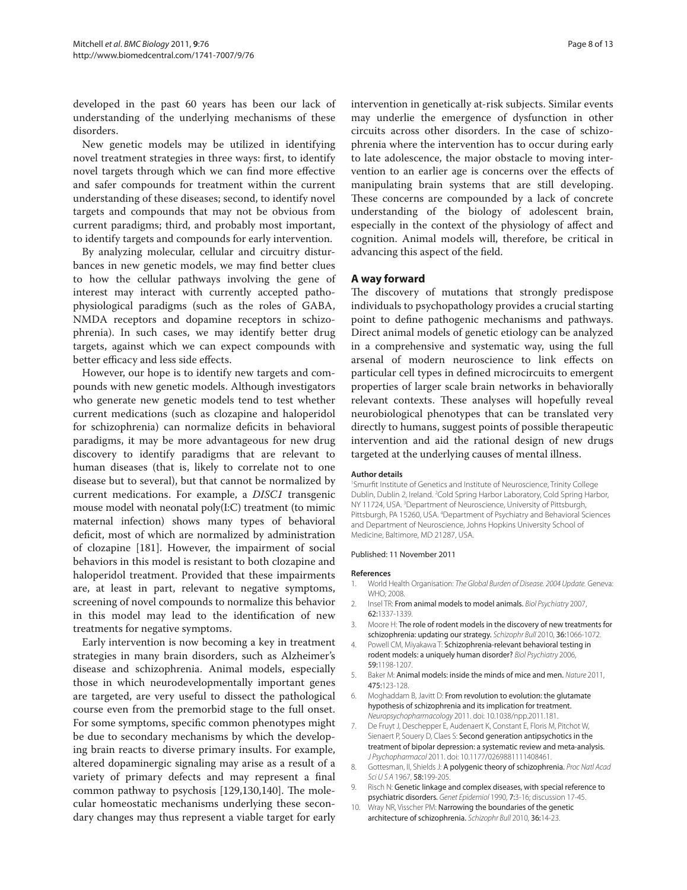developed in the past 60 years has been our lack of understanding of the underlying mechanisms of these disorders.

New genetic models may be utilized in identifying novel treatment strategies in three ways: first, to identify novel targets through which we can find more effective and safer compounds for treatment within the current understanding of these diseases; second, to identify novel targets and compounds that may not be obvious from current paradigms; third, and probably most important, to identify targets and compounds for early intervention.

By analyzing molecular, cellular and circuitry disturbances in new genetic models, we may find better clues to how the cellular pathways involving the gene of interest may interact with currently accepted pathophysiological paradigms (such as the roles of GABA, NMDA receptors and dopamine receptors in schizophrenia). In such cases, we may identify better drug targets, against which we can expect compounds with better efficacy and less side effects.

However, our hope is to identify new targets and compounds with new genetic models. Although investigators who generate new genetic models tend to test whether current medications (such as clozapine and haloperidol for schizophrenia) can normalize deficits in behavioral paradigms, it may be more advantageous for new drug discovery to identify paradigms that are relevant to human diseases (that is, likely to correlate not to one disease but to several), but that cannot be normalized by current medications. For example, a *DISC1* transgenic mouse model with neonatal poly(I:C) treatment (to mimic maternal infection) shows many types of behavioral deficit, most of which are normalized by administration of clozapine [181]. However, the impairment of social behaviors in this model is resistant to both clozapine and haloperidol treatment. Provided that these impairments are, at least in part, relevant to negative symptoms, screening of novel compounds to normalize this behavior in this model may lead to the identification of new treatments for negative symptoms.

Early intervention is now becoming a key in treatment strategies in many brain disorders, such as Alzheimer's disease and schizophrenia. Animal models, especially those in which neurodevelopmentally important genes are targeted, are very useful to dissect the pathological course even from the premorbid stage to the full onset. For some symptoms, specific common phenotypes might be due to secondary mechanisms by which the developing brain reacts to diverse primary insults. For example, altered dopaminergic signaling may arise as a result of a variety of primary defects and may represent a final common pathway to psychosis [129,130,140]. The molecular homeostatic mechanisms underlying these secondary changes may thus represent a viable target for early intervention in genetically at-risk subjects. Similar events may underlie the emergence of dysfunction in other circuits across other disorders. In the case of schizophrenia where the intervention has to occur during early to late adolescence, the major obstacle to moving intervention to an earlier age is concerns over the effects of manipulating brain systems that are still developing. These concerns are compounded by a lack of concrete understanding of the biology of adolescent brain, especially in the context of the physiology of affect and cognition. Animal models will, therefore, be critical in advancing this aspect of the field.

## A way forward

The discovery of mutations that strongly predispose individuals to psychopathology provides a crucial starting point to define pathogenic mechanisms and pathways. Direct animal models of genetic etiology can be analyzed in a comprehensive and systematic way, using the full arsenal of modern neuroscience to link effects on particular cell types in defined microcircuits to emergent properties of larger scale brain networks in behaviorally relevant contexts. These analyses will hopefully reveal neurobiological phenotypes that can be translated very directly to humans, suggest points of possible therapeutic intervention and aid the rational design of new drugs targeted at the underlying causes of mental illness.

#### Author details

[1]Smurfit Institute of Genetics and Institute of Neuroscience, Trinity College Dublin, Dublin 2, Ireland. [2]Cold Spring Harbor Laboratory, Cold Spring Harbor, NY 11724, USA. [3]Department of Neuroscience, University of Pittsburgh, Pittsburgh, PA 15260, USA. [4]Department of Psychiatry and Behavioral Sciences and Department of Neuroscience, Johns Hopkins University School of Medicine, Baltimore, MD 21287, USA.

Published: 11 November 2011

#### References

1. World Health Organisation: *The Global Burden of Disease. 2004 Update.* Geneva: WHO; 2008.
2. Insel TR: **From animal models to model animals.** *Biol Psychiatry* 2007, **62:**1337-1339.
3. Moore H: **The role of rodent models in the discovery of new treatments for schizophrenia: updating our strategy.** *Schizophr Bull* 2010, **36:**1066-1072.
4. Powell CM, Miyakawa T: **Schizophrenia-relevant behavioral testing in rodent models: a uniquely human disorder?** *Biol Psychiatry* 2006, **59:**1198-1207.
5. Baker M: **Animal models: inside the minds of mice and men.** *Nature* 2011, **475:**123-128.
6. Moghaddam B, Javitt D: **From revolution to evolution: the glutamate hypothesis of schizophrenia and its implication for treatment.** *Neuropsychopharmacology* 2011. doi: 10.1038/npp.2011.181.
7. De Fruyt J, Deschepper E, Audenaert K, Constant E, Floris M, Pitchot W, Sienaert P, Souery D, Claes S: **Second generation antipsychotics in the treatment of bipolar depression: a systematic review and meta-analysis.** *J Psychopharmacol* 2011. doi: 10.1177/0269881111408461.
8. Gottesman, II, Shields J: **A polygenic theory of schizophrenia.** *Proc Natl Acad Sci U S A* 1967, **58:**199-205.
9. Risch N: **Genetic linkage and complex diseases, with special reference to psychiatric disorders.** *Genet Epidemiol* 1990, **7:**3-16; discussion 17-45.
10. Wray NR, Visscher PM: **Narrowing the boundaries of the genetic architecture of schizophrenia.** *Schizophr Bull* 2010, **36:**14-23.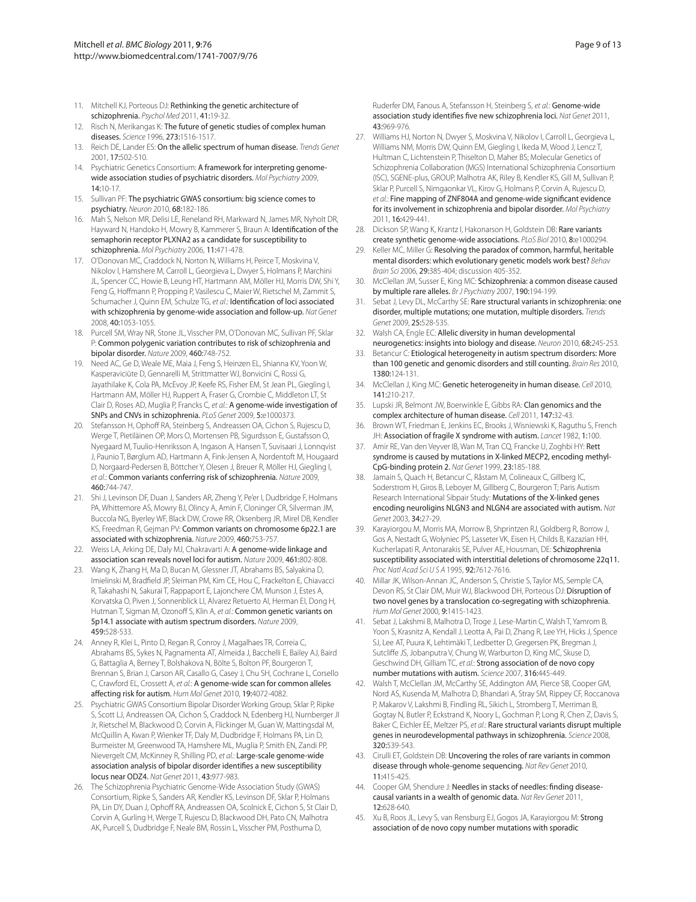11. Mitchell KJ, Porteous DJ: **Rethinking the genetic architecture of schizophrenia.** *Psychol Med* 2011, **41:**19-32.
12. Risch N, Merikangas K: **The future of genetic studies of complex human diseases.** *Science* 1996, **273:**1516-1517.
13. Reich DE, Lander ES: **On the allelic spectrum of human disease.** *Trends Genet* 2001, **17:**502-510.
14. Psychiatric Genetics Consortium: **A framework for interpreting genome-wide association studies of psychiatric disorders.** *Mol Psychiatry* 2009, **14:**10-17.
15. Sullivan PF: **The psychiatric GWAS consortium: big science comes to psychiatry.** *Neuron* 2010, **68:**182-186.
16. Mah S, Nelson MR, Delisi LE, Reneland RH, Markward N, James MR, Nyholt DR, Hayward N, Handoko H, Mowry B, Kammerer S, Braun A: **Identification of the semaphorin receptor PLXNA2 as a candidate for susceptibility to schizophrenia.** *Mol Psychiatry* 2006, **11:**471-478.
17. O'Donovan MC, Craddock N, Norton N, Williams H, Peirce T, Moskvina V, Nikolov I, Hamshere M, Carroll L, Georgieva L, Dwyer S, Holmans P, Marchini JL, Spencer CC, Howie B, Leung HT, Hartmann AM, Möller HJ, Morris DW, Shi Y, Feng G, Hoffmann P, Propping P, Vasilescu C, Maier W, Rietschel M, Zammit S, Schumacher J, Quinn EM, Schulze TG, *et al.*: **Identification of loci associated with schizophrenia by genome-wide association and follow-up.** *Nat Genet* 2008, **40:**1053-1055.
18. Purcell SM, Wray NR, Stone JL, Visscher PM, O'Donovan MC, Sullivan PF, Sklar P: **Common polygenic variation contributes to risk of schizophrenia and bipolar disorder.** *Nature* 2009, **460:**748-752.
19. Need AC, Ge D, Weale ME, Maia J, Feng S, Heinzen EL, Shianna KV, Yoon W, Kasperaviciūte D, Gennarelli M, Strittmatter WJ, Bonvicini C, Rossi G, Jayathilake K, Cola PA, McEvoy JP, Keefe RS, Fisher EM, St Jean PL, Giegling I, Hartmann AM, Möller HJ, Ruppert A, Fraser G, Crombie C, Middleton LT, St Clair D, Roses AD, Muglia P, Francks C, *et al.*: **A genome-wide investigation of SNPs and CNVs in schizophrenia.** *PLoS Genet* 2009, **5:**e1000373.
20. Stefansson H, Ophoff RA, Steinberg S, Andreassen OA, Cichon S, Rujescu D, Werge T, Pietiläinen OP, Mors O, Mortensen PB, Sigurdsson E, Gustafsson O, Nyegaard M, Tuulio-Henriksson A, Ingason A, Hansen T, Suvisaari J, Lonnqvist J, Paunio T, Børglum AD, Hartmann A, Fink-Jensen A, Nordentoft M, Hougaard D, Norgaard-Pedersen B, Böttcher Y, Olesen J, Breuer R, Möller HJ, Giegling I, *et al.*: **Common variants conferring risk of schizophrenia.** *Nature* 2009, **460:**744-747.
21. Shi J, Levinson DF, Duan J, Sanders AR, Zheng Y, Pe'er I, Dudbridge F, Holmans PA, Whittemore AS, Mowry BJ, Olincy A, Amin F, Cloninger CR, Silverman JM, Buccola NG, Byerley WF, Black DW, Crowe RR, Oksenberg JR, Mirel DB, Kendler KS, Freedman R, Gejman PV: **Common variants on chromosome 6p22.1 are associated with schizophrenia.** *Nature* 2009, **460:**753-757.
22. Weiss LA, Arking DE, Daly MJ, Chakravarti A: **A genome-wide linkage and association scan reveals novel loci for autism.** *Nature* 2009, **461:**802-808.
23. Wang K, Zhang H, Ma D, Bucan M, Glessner JT, Abrahams BS, Salyakina D, Imielinski M, Bradfield JP, Sleiman PM, Kim CE, Hou C, Frackelton E, Chiavacci R, Takahashi N, Sakurai T, Rappaport E, Lajonchere CM, Munson J, Estes A, Korvatska O, Piven J, Sonnenblick LI, Alvarez Retuerto AI, Herman EI, Dong H, Hutman T, Sigman M, Ozonoff S, Klin A, *et al.*: **Common genetic variants on 5p14.1 associate with autism spectrum disorders.** *Nature* 2009, **459:**528-533.
24. Anney R, Klei L, Pinto D, Regan R, Conroy J, Magalhaes TR, Correia C, Abrahams BS, Sykes N, Pagnamenta AT, Almeida J, Bacchelli E, Bailey AJ, Baird G, Battaglia A, Berney T, Bolshakova N, Bölte S, Bolton PF, Bourgeron T, Brennan S, Brian J, Carson AR, Casallo G, Casey J, Chu SH, Cochrane L, Corsello C, Crawford EL, Crossett A, *et al.*: **A genome-wide scan for common alleles affecting risk for autism.** *Hum Mol Genet* 2010, **19:**4072-4082.
25. Psychiatric GWAS Consortium Bipolar Disorder Working Group, Sklar P, Ripke S, Scott LJ, Andreassen OA, Cichon S, Craddock N, Edenberg HJ, Nurnberger JI Jr, Rietschel M, Blackwood D, Corvin A, Flickinger M, Guan W, Mattingsdal M, McQuillin A, Kwan P, Wienker TF, Daly M, Dudbridge F, Holmans PA, Lin D, Burmeister M, Greenwood TA, Hamshere ML, Muglia P, Smith EN, Zandi PP, Nievergelt CM, McKinney R, Shilling PD, *et al.*: **Large-scale genome-wide association analysis of bipolar disorder identifies a new susceptibility locus near ODZ4.** *Nat Genet* 2011, **43:**977-983.
26. The Schizophrenia Psychiatric Genome-Wide Association Study (GWAS) Consortium, Ripke S, Sanders AR, Kendler KS, Levinson DF, Sklar P, Holmans PA, Lin DY, Duan J, Ophoff RA, Andreassen OA, Scolnick E, Cichon S, St Clair D, Corvin A, Gurling H, Werge T, Rujescu D, Blackwood DH, Pato CN, Malhotra AK, Purcell S, Dudbridge F, Neale BM, Rossin L, Visscher PM, Posthuma D, Ruderfer DM, Fanous A, Stefansson H, Steinberg S, *et al.*: **Genome-wide association study identifies five new schizophrenia loci.** *Nat Genet* 2011, **43:**969-976.
27. Williams HJ, Norton N, Dwyer S, Moskvina V, Nikolov I, Carroll L, Georgieva L, Williams NM, Morris DW, Quinn EM, Giegling I, Ikeda M, Wood J, Lencz T, Hultman C, Lichtenstein P, Thiselton D, Maher BS; Molecular Genetics of Schizophrenia Collaboration (MGS) International Schizophrenia Consortium (ISC), SGENE-plus, GROUP, Malhotra AK, Riley B, Kendler KS, Gill M, Sullivan P, Sklar P, Purcell S, Nimgaonkar VL, Kirov G, Holmans P, Corvin A, Rujescu D, *et al.*: **Fine mapping of ZNF804A and genome-wide significant evidence for its involvement in schizophrenia and bipolar disorder.** *Mol Psychiatry* 2011, **16:**429-441.
28. Dickson SP, Wang K, Krantz I, Hakonarson H, Goldstein DB: **Rare variants create synthetic genome-wide associations.** *PLoS Biol* 2010, **8:**e1000294.
29. Keller MC, Miller G: **Resolving the paradox of common, harmful, heritable mental disorders: which evolutionary genetic models work best?** *Behav Brain Sci* 2006, **29:**385-404; discussion 405-352.
30. McClellan JM, Susser E, King MC: **Schizophrenia: a common disease caused by multiple rare alleles.** *Br J Psychiatry* 2007, **190:**194-199.
31. Sebat J, Levy DL, McCarthy SE: **Rare structural variants in schizophrenia: one disorder, multiple mutations; one mutation, multiple disorders.** *Trends Genet* 2009, **25:**528-535.
32. Walsh CA, Engle EC: **Allelic diversity in human developmental neurogenetics: insights into biology and disease.** *Neuron* 2010, **68:**245-253.
33. Betancur C: **Etiological heterogeneity in autism spectrum disorders: More than 100 genetic and genomic disorders and still counting.** *Brain Res* 2010, **1380:**124-131.
34. McClellan J, King MC: **Genetic heterogeneity in human disease.** *Cell* 2010, **141:**210-217.
35. Lupski JR, Belmont JW, Boerwinkle E, Gibbs RA: **Clan genomics and the complex architecture of human disease.** *Cell* 2011, **147:**32-43.
36. Brown WT, Friedman E, Jenkins EC, Brooks J, Wisniewski K, Raguthu S, French JH: **Association of fragile X syndrome with autism.** *Lancet* 1982, **1:**100.
37. Amir RE, Van den Veyver IB, Wan M, Tran CQ, Francke U, Zoghbi HY: **Rett syndrome is caused by mutations in X-linked MECP2, encoding methyl-CpG-binding protein 2.** *Nat Genet* 1999, **23:**185-188.
38. Jamain S, Quach H, Betancur C, Råstam M, Colineaux C, Gillberg IC, Soderstrom H, Giros B, Leboyer M, Gillberg C, Bourgeron T; Paris Autism Research International Sibpair Study: **Mutations of the X-linked genes encoding neuroligins NLGN3 and NLGN4 are associated with autism.** *Nat Genet* 2003, **34:**27-29.
39. Karayiorgou M, Morris MA, Morrow B, Shprintzen RJ, Goldberg R, Borrow J, Gos A, Nestadt G, Wolyniec PS, Lasseter VK, Eisen H, Childs B, Kazazian HH, Kucherlapati R, Antonarakis SE, Pulver AE, Housman, DE: **Schizophrenia susceptibility associated with interstitial deletions of chromosome 22q11.** *Proc Natl Acad Sci U S A* 1995, **92:**7612-7616.
40. Millar JK, Wilson-Annan JC, Anderson S, Christie S, Taylor MS, Semple CA, Devon RS, St Clair DM, Muir WJ, Blackwood DH, Porteous DJ: **Disruption of two novel genes by a translocation co-segregating with schizophrenia.** *Hum Mol Genet* 2000, **9:**1415-1423.
41. Sebat J, Lakshmi B, Malhotra D, Troge J, Lese-Martin C, Walsh T, Yamrom B, Yoon S, Krasnitz A, Kendall J, Leotta A, Pai D, Zhang R, Lee YH, Hicks J, Spence SJ, Lee AT, Puura K, Lehtimäki T, Ledbetter D, Gregersen PK, Bregman J, Sutcliffe JS, Jobanputra V, Chung W, Warburton D, King MC, Skuse D, Geschwind DH, Gilliam TC, *et al.*: **Strong association of de novo copy number mutations with autism.** *Science* 2007, **316:**445-449.
42. Walsh T, McClellan JM, McCarthy SE, Addington AM, Pierce SB, Cooper GM, Nord AS, Kusenda M, Malhotra D, Bhandari A, Stray SM, Rippey CF, Roccanova P, Makarov V, Lakshmi B, Findling RL, Sikich L, Stromberg T, Merriman B, Gogtay N, Butler P, Eckstrand K, Noory L, Gochman P, Long R, Chen Z, Davis S, Baker C, Eichler EE, Meltzer PS, *et al.*: **Rare structural variants disrupt multiple genes in neurodevelopmental pathways in schizophrenia.** *Science* 2008, **320:**539-543.
43. Cirulli ET, Goldstein DB: **Uncovering the roles of rare variants in common disease through whole-genome sequencing.** *Nat Rev Genet* 2010, **11:**415-425.
44. Cooper GM, Shendure J: **Needles in stacks of needles: finding disease-causal variants in a wealth of genomic data.** *Nat Rev Genet* 2011, **12:**628-640.
45. Xu B, Roos JL, Levy S, van Rensburg EJ, Gogos JA, Karayiorgou M: **Strong association of de novo copy number mutations with sporadic**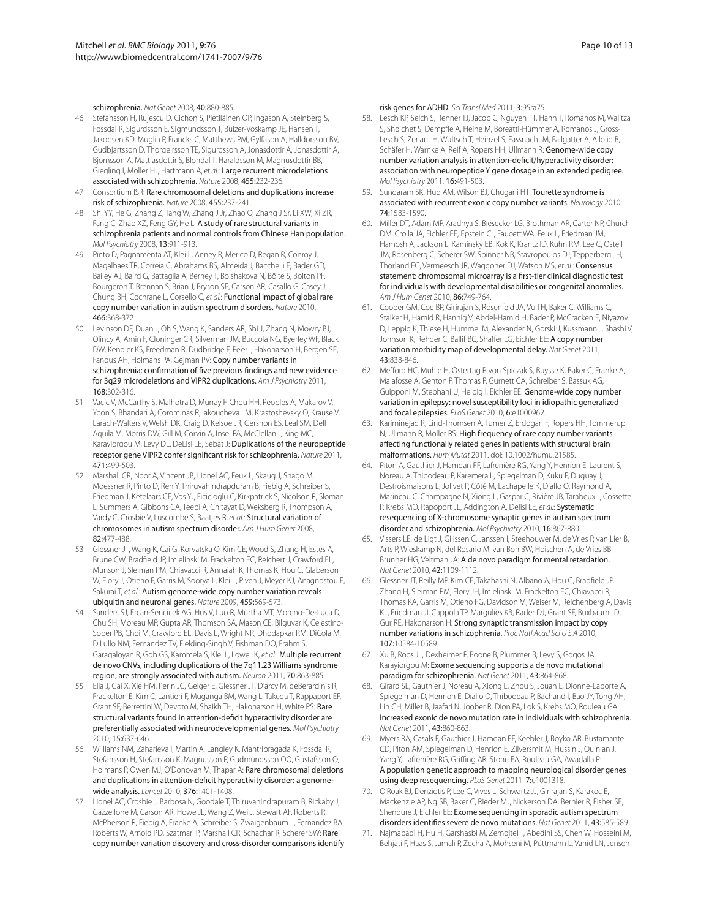schizophrenia. *Nat Genet* 2008, **40:**880-885.

46. Stefansson H, Rujescu D, Cichon S, Pietiläinen OP, Ingason A, Steinberg S, Fossdal R, Sigurdsson E, Sigmundsson T, Buizer-Voskamp JE, Hansen T, Jakobsen KD, Muglia P, Francks C, Matthews PM, Gylfason A, Halldorsson BV, Gudbjartsson D, Thorgeirsson TE, Sigurdsson A, Jonasdottir A, Jonasdottir A, Bjornsson A, Mattiasdottir S, Blondal T, Haraldsson M, Magnusdottir BB, Giegling I, Möller HJ, Hartmann A, *et al.*: Large recurrent microdeletions associated with schizophrenia. *Nature* 2008, **455:**232-236.
47. Consortium ISR: Rare chromosomal deletions and duplications increase risk of schizophrenia. *Nature* 2008, **455:**237-241.
48. Shi YY, He G, Zhang Z, Tang W, Zhang J Jr, Zhao Q, Zhang J Sr, Li XW, Xi ZR, Fang C, Zhao XZ, Feng GY, He L: A study of rare structural variants in schizophrenia patients and normal controls from Chinese Han population. *Mol Psychiatry* 2008, **13:**911-913.
49. Pinto D, Pagnamenta AT, Klei L, Anney R, Merico D, Regan R, Conroy J, Magalhaes TR, Correia C, Abrahams BS, Almeida J, Bacchelli E, Bader GD, Bailey AJ, Baird G, Battaglia A, Berney T, Bolshakova N, Bölte S, Bolton PF, Bourgeron T, Brennan S, Brian J, Bryson SE, Carson AR, Casallo G, Casey J, Chung BH, Cochrane L, Corsello C, *et al.*: Functional impact of global rare copy number variation in autism spectrum disorders. *Nature* 2010, **466:**368-372.
50. Levinson DF, Duan J, Oh S, Wang K, Sanders AR, Shi J, Zhang N, Mowry BJ, Olincy A, Amin F, Cloninger CR, Silverman JM, Buccola NG, Byerley WF, Black DW, Kendler KS, Freedman R, Dudbridge F, Pe'er I, Hakonarson H, Bergen SE, Fanous AH, Holmans PA, Gejman PV: Copy number variants in schizophrenia: confirmation of five previous findings and new evidence for 3q29 microdeletions and VIPR2 duplications. *Am J Psychiatry* 2011, **168:**302-316.
51. Vacic V, McCarthy S, Malhotra D, Murray F, Chou HH, Peoples A, Makarov V, Yoon S, Bhandari A, Corominas R, Iakoucheva LM, Krastoshevsky O, Krause V, Larach-Walters V, Welsh DK, Craig D, Kelsoe JR, Gershon ES, Leal SM, Dell Aquila M, Morris DW, Gill M, Corvin A, Insel PA, McClellan J, King MC, Karayiorgou M, Levy DL, DeLisi LE, Sebat J: Duplications of the neuropeptide receptor gene VIPR2 confer significant risk for schizophrenia. *Nature* 2011, **471:**499-503.
52. Marshall CR, Noor A, Vincent JB, Lionel AC, Feuk L, Skaug J, Shago M, Moessner R, Pinto D, Ren Y, Thiruvahindrapduram B, Fiebig A, Schreiber S, Friedman J, Ketelaars CE, Vos YJ, Ficicioglu C, Kirkpatrick S, Nicolson R, Sloman L, Summers A, Gibbons CA, Teebi A, Chitayat D, Weksberg R, Thompson A, Vardy C, Crosbie V, Luscombe S, Baatjes R, *et al.*: Structural variation of chromosomes in autism spectrum disorder. *Am J Hum Genet* 2008, **82:**477-488.
53. Glessner JT, Wang K, Cai G, Korvatska O, Kim CE, Wood S, Zhang H, Estes A, Brune CW, Bradfield JP, Imielinski M, Frackelton EC, Reichert J, Crawford EL, Munson J, Sleiman PM, Chiavacci R, Annaiah K, Thomas K, Hou C, Glaberson W, Flory J, Otieno F, Garris M, Soorya L, Klei L, Piven J, Meyer KJ, Anagnostou E, Sakurai T, *et al.*: Autism genome-wide copy number variation reveals ubiquitin and neuronal genes. *Nature* 2009, **459:**569-573.
54. Sanders SJ, Ercan-Sencicek AG, Hus V, Luo R, Murtha MT, Moreno-De-Luca D, Chu SH, Moreau MP, Gupta AR, Thomson SA, Mason CE, Bilguvar K, Celestino-Soper PB, Choi M, Crawford EL, Davis L, Wright NR, Dhodapkar RM, DiCola M, DiLullo NM, Fernandez TV, Fielding-Singh V, Fishman DO, Frahm S, Garagaloyan R, Goh GS, Kammela S, Klei L, Lowe JK, *et al.*: Multiple recurrent de novo CNVs, including duplications of the 7q11.23 Williams syndrome region, are strongly associated with autism. *Neuron* 2011, **70:**863-885.
55. Elia J, Gai X, Xie HM, Perin JC, Geiger E, Glessner JT, D'arcy M, deBerardinis R, Frackelton E, Kim C, Lantieri F, Muganga BM, Wang L, Takeda T, Rappaport EF, Grant SF, Berrettini W, Devoto M, Shaikh TH, Hakonarson H, White PS: Rare structural variants found in attention-deficit hyperactivity disorder are preferentially associated with neurodevelopmental genes. *Mol Psychiatry* 2010, **15:**637-646.
56. Williams NM, Zaharieva I, Martin A, Langley K, Mantripragada K, Fossdal R, Stefansson H, Stefansson K, Magnusson P, Gudmundsson OO, Gustafsson O, Holmans P, Owen MJ, O'Donovan M, Thapar A: Rare chromosomal deletions and duplications in attention-deficit hyperactivity disorder: a genome-wide analysis. *Lancet* 2010, **376:**1401-1408.
57. Lionel AC, Crosbie J, Barbosa N, Goodale T, Thiruvahindrapuram B, Rickaby J, Gazzellone M, Carson AR, Howe JL, Wang Z, Wei J, Stewart AF, Roberts R, McPherson R, Fiebig A, Franke A, Schreiber S, Zwaigenbaum L, Fernandez BA, Roberts W, Arnold PD, Szatmari P, Marshall CR, Schachar R, Scherer SW: Rare copy number variation discovery and cross-disorder comparisons identify risk genes for ADHD. *Sci Transl Med* 2011, **3:**95ra75.
58. Lesch KP, Selch S, Renner TJ, Jacob C, Nguyen TT, Hahn T, Romanos M, Walitza S, Shoichet S, Dempfle A, Heine M, Boreatti-Hümmer A, Romanos J, Gross-Lesch S, Zerlaut H, Wultsch T, Heinzel S, Fassnacht M, Fallgatter A, Allolio B, Schäfer H, Warnke A, Reif A, Ropers HH, Ullmann R: Genome-wide copy number variation analysis in attention-deficit/hyperactivity disorder: association with neuropeptide Y gene dosage in an extended pedigree. *Mol Psychiatry* 2011, **16:**491-503.
59. Sundaram SK, Huq AM, Wilson BJ, Chugani HT: Tourette syndrome is associated with recurrent exonic copy number variants. *Neurology* 2010, **74:**1583-1590.
60. Miller DT, Adam MP, Aradhya S, Biesecker LG, Brothman AR, Carter NP, Church DM, Crolla JA, Eichler EE, Epstein CJ, Faucett WA, Feuk L, Friedman JM, Hamosh A, Jackson L, Kaminsky EB, Kok K, Krantz ID, Kuhn RM, Lee C, Ostell JM, Rosenberg C, Scherer SW, Spinner NB, Stavropoulos DJ, Tepperberg JH, Thorland EC, Vermeesch JR, Waggoner DJ, Watson MS, *et al.*: Consensus statement: chromosomal microarray is a first-tier clinical diagnostic test for individuals with developmental disabilities or congenital anomalies. *Am J Hum Genet* 2010, **86:**749-764.
61. Cooper GM, Coe BP, Girirajan S, Rosenfeld JA, Vu TH, Baker C, Williams C, Stalker H, Hamid R, Hannig V, Abdel-Hamid H, Bader P, McCracken E, Niyazov D, Leppig K, Thiese H, Hummel M, Alexander N, Gorski J, Kussmann J, Shashi V, Johnson K, Rehder C, Ballif BC, Shaffer LG, Eichler EE: A copy number variation morbidity map of developmental delay. *Nat Genet* 2011, **43:**838-846.
62. Mefford HC, Muhle H, Ostertag P, von Spiczak S, Buysse K, Baker C, Franke A, Malafosse A, Genton P, Thomas P, Gurnett CA, Schreiber S, Bassuk AG, Guipponi M, Stephani U, Helbig I, Eichler EE: Genome-wide copy number variation in epilepsy: novel susceptibility loci in idiopathic generalized and focal epilepsies. *PLoS Genet* 2010, **6:**e1000962.
63. Kariminejad R, Lind-Thomsen A, Tumer Z, Erdogan F, Ropers HH, Tommerup N, Ullmann R, Moller RS: High frequency of rare copy number variants affecting functionally related genes in patients with structural brain malformations. *Hum Mutat* 2011. doi: 10.1002/humu.21585.
64. Piton A, Gauthier J, Hamdan FF, Lafrenière RG, Yang Y, Henrion E, Laurent S, Noreau A, Thibodeau P, Karemera L, Spiegelman D, Kuku F, Duguay J, Destroismaisons L, Jolivet P, Côté M, Lachapelle K, Diallo O, Raymond A, Marineau C, Champagne N, Xiong L, Gaspar C, Rivière JB, Tarabeux J, Cossette P, Krebs MO, Rapoport JL, Addington A, Delisi LE, *et al.*: Systematic resequencing of X-chromosome synaptic genes in autism spectrum disorder and schizophrenia. *Mol Psychiatry* 2010, **16:**867-880.
65. Vissers LE, de Ligt J, Gilissen C, Janssen I, Steehouwer M, de Vries P, van Lier B, Arts P, Wieskamp N, del Rosario M, van Bon BW, Hoischen A, de Vries BB, Brunner HG, Veltman JA: A de novo paradigm for mental retardation. *Nat Genet* 2010, **42:**1109-1112.
66. Glessner JT, Reilly MP, Kim CE, Takahashi N, Albano A, Hou C, Bradfield JP, Zhang H, Sleiman PM, Flory JH, Imielinski M, Frackelton EC, Chiavacci R, Thomas KA, Garris M, Otieno FG, Davidson M, Weiser M, Reichenberg A, Davis KL, Friedman JI, Cappola TP, Margulies KB, Rader DJ, Grant SF, Buxbaum JD, Gur RE, Hakonarson H: Strong synaptic transmission impact by copy number variations in schizophrenia. *Proc Natl Acad Sci U S A* 2010, **107:**10584-10589.
67. Xu B, Roos JL, Dexheimer P, Boone B, Plummer B, Levy S, Gogos JA, Karayiorgou M: Exome sequencing supports a de novo mutational paradigm for schizophrenia. *Nat Genet* 2011, **43:**864-868.
68. Girard SL, Gauthier J, Noreau A, Xiong L, Zhou S, Jouan L, Dionne-Laporte A, Spiegelman D, Henrion E, Diallo O, Thibodeau P, Bachand I, Bao JY, Tong AH, Lin CH, Millet B, Jaafari N, Joober R, Dion PA, Lok S, Krebs MO, Rouleau GA: Increased exonic de novo mutation rate in individuals with schizophrenia. *Nat Genet* 2011, **43:**860-863.
69. Myers RA, Casals F, Gauthier J, Hamdan FF, Keebler J, Boyko AR, Bustamante CD, Piton AM, Spiegelman D, Henrion E, Zilversmit M, Hussin J, Quinlan J, Yang Y, Lafrenière RG, Griffing AR, Stone EA, Rouleau GA, Awadalla P: A population genetic approach to mapping neurological disorder genes using deep resequencing. *PLoS Genet* 2011, **7:**e1001318.
70. O'Roak BJ, Deriziotis P, Lee C, Vives L, Schwartz JJ, Girirajan S, Karakoc E, Mackenzie AP, Ng SB, Baker C, Rieder MJ, Nickerson DA, Bernier R, Fisher SE, Shendure J, Eichler EE: Exome sequencing in sporadic autism spectrum disorders identifies severe de novo mutations. *Nat Genet* 2011, **43:**585-589.
71. Najmabadi H, Hu H, Garshasbi M, Zemojtel T, Abedini SS, Chen W, Hosseini M, Behjati F, Haas S, Jamali P, Zecha A, Mohseni M, Püttmann L, Vahid LN, Jensen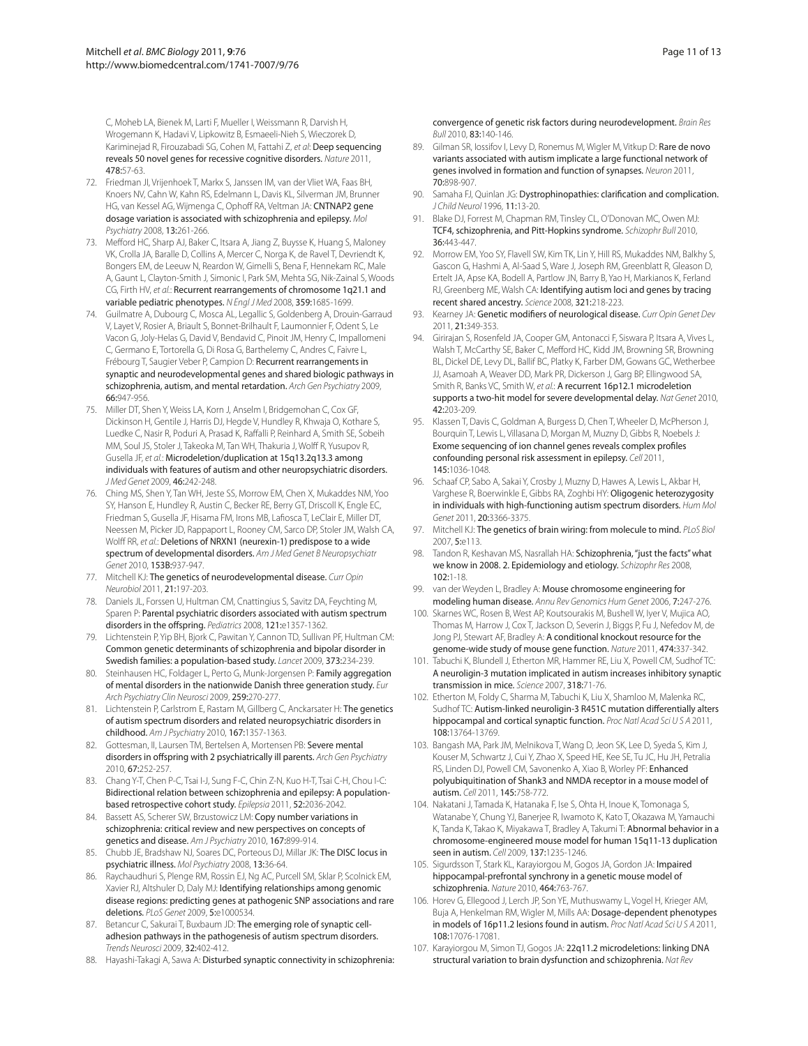C, Moheb LA, Bienek M, Larti F, Mueller I, Weissmann R, Darvish H, Wrogemann K, Hadavi V, Lipkowitz B, Esmaeeli-Nieh S, Wieczorek D, Kariminejad R, Firouzabadi SG, Cohen M, Fattahi Z, *et al*: Deep sequencing reveals 50 novel genes for recessive cognitive disorders. *Nature* 2011, **478:**57-63.

72. Friedman JI, Vrijenhoek T, Markx S, Janssen IM, van der Vliet WA, Faas BH, Knoers NV, Cahn W, Kahn RS, Edelmann L, Davis KL, Silverman JM, Brunner HG, van Kessel AG, Wijmenga C, Ophoff RA, Veltman JA: CNTNAP2 gene dosage variation is associated with schizophrenia and epilepsy. *Mol Psychiatry* 2008, **13:**261-266.
73. Mefford HC, Sharp AJ, Baker C, Itsara A, Jiang Z, Buysse K, Huang S, Maloney VK, Crolla JA, Baralle D, Collins A, Mercer C, Norga K, de Ravel T, Devriendt K, Bongers EM, de Leeuw N, Reardon W, Gimelli S, Bena F, Hennekam RC, Male A, Gaunt L, Clayton-Smith J, Simonic I, Park SM, Mehta SG, Nik-Zainal S, Woods CG, Firth HV, *et al*.: Recurrent rearrangements of chromosome 1q21.1 and variable pediatric phenotypes. *N Engl J Med* 2008, **359:**1685-1699.
74. Guilmatre A, Dubourg C, Mosca AL, Legallic S, Goldenberg A, Drouin-Garraud V, Layet V, Rosier A, Briault S, Bonnet-Brilhault F, Laumonnier F, Odent S, Le Vacon G, Joly-Helas G, David V, Bendavid C, Pinoit JM, Henry C, Impallomeni C, Germano E, Tortorella G, Di Rosa G, Barthelemy C, Andres C, Faivre L, Frébourg T, Saugier Veber P, Campion D: Recurrent rearrangements in synaptic and neurodevelopmental genes and shared biologic pathways in schizophrenia, autism, and mental retardation. *Arch Gen Psychiatry* 2009, **66:**947-956.
75. Miller DT, Shen Y, Weiss LA, Korn J, Anselm I, Bridgemohan C, Cox GF, Dickinson H, Gentile J, Harris DJ, Hegde V, Hundley R, Khwaja O, Kothare S, Luedke C, Nasir R, Poduri A, Prasad K, Raffalli P, Reinhard A, Smith SE, Sobeih MM, Soul JS, Stoler J, Takeoka M, Tan WH, Thakuria J, Wolff R, Yusupov R, Gusella JF, *et al*.: Microdeletion/duplication at 15q13.2q13.3 among individuals with features of autism and other neuropsychiatric disorders. *J Med Genet* 2009, **46:**242-248.
76. Ching MS, Shen Y, Tan WH, Jeste SS, Morrow EM, Chen X, Mukaddes NM, Yoo SY, Hanson E, Hundley R, Austin C, Becker RE, Berry GT, Driscoll K, Engle EC, Friedman S, Gusella JF, Hisama FM, Irons MB, Lafiosca T, LeClair E, Miller DT, Neessen M, Picker JD, Rappaport L, Rooney CM, Sarco DP, Stoler JM, Walsh CA, Wolff RR, *et al*.: Deletions of NRXN1 (neurexin-1) predispose to a wide spectrum of developmental disorders. *Am J Med Genet B Neuropsychiatr Genet* 2010, **153B:**937-947.
77. Mitchell KJ: The genetics of neurodevelopmental disease. *Curr Opin Neurobiol* 2011, **21:**197-203.
78. Daniels JL, Forssen U, Hultman CM, Cnattingius S, Savitz DA, Feychting M, Sparen P: Parental psychiatric disorders associated with autism spectrum disorders in the offspring. *Pediatrics* 2008, **121:**e1357-1362.
79. Lichtenstein P, Yip BH, Bjork C, Pawitan Y, Cannon TD, Sullivan PF, Hultman CM: Common genetic determinants of schizophrenia and bipolar disorder in Swedish families: a population-based study. *Lancet* 2009, **373:**234-239.
80. Steinhausen HC, Foldager L, Perto G, Munk-Jorgensen P: Family aggregation of mental disorders in the nationwide Danish three generation study. *Eur Arch Psychiatry Clin Neurosci* 2009, **259:**270-277.
81. Lichtenstein P, Carlstrom E, Rastam M, Gillberg C, Anckarsater H: The genetics of autism spectrum disorders and related neuropsychiatric disorders in childhood. *Am J Psychiatry* 2010, **167:**1357-1363.
82. Gottesman, II, Laursen TM, Bertelsen A, Mortensen PB: Severe mental disorders in offspring with 2 psychiatrically ill parents. *Arch Gen Psychiatry* 2010, **67:**252-257.
83. Chang Y-T, Chen P-C, Tsai I-J, Sung F-C, Chin Z-N, Kuo H-T, Tsai C-H, Chou I-C: Bidirectional relation between schizophrenia and epilepsy: A population-based retrospective cohort study. *Epilepsia* 2011, **52:**2036-2042.
84. Bassett AS, Scherer SW, Brzustowicz LM: Copy number variations in schizophrenia: critical review and new perspectives on concepts of genetics and disease. *Am J Psychiatry* 2010, **167:**899-914.
85. Chubb JE, Bradshaw NJ, Soares DC, Porteous DJ, Millar JK: The DISC locus in psychiatric illness. *Mol Psychiatry* 2008, **13:**36-64.
86. Raychaudhuri S, Plenge RM, Rossin EJ, Ng AC, Purcell SM, Sklar P, Scolnick EM, Xavier RJ, Altshuler D, Daly MJ: Identifying relationships among genomic disease regions: predicting genes at pathogenic SNP associations and rare deletions. *PLoS Genet* 2009, **5:**e1000534.
87. Betancur C, Sakurai T, Buxbaum JD: The emerging role of synaptic cell-adhesion pathways in the pathogenesis of autism spectrum disorders. *Trends Neurosci* 2009, **32:**402-412.
88. Hayashi-Takagi A, Sawa A: Disturbed synaptic connectivity in schizophrenia: convergence of genetic risk factors during neurodevelopment. *Brain Res Bull* 2010, **83:**140-146.
89. Gilman SR, Iossifov I, Levy D, Ronemus M, Wigler M, Vitkup D: Rare de novo variants associated with autism implicate a large functional network of genes involved in formation and function of synapses. *Neuron* 2011, **70:**898-907.
90. Samaha FJ, Quinlan JG: Dystrophinopathies: clarification and complication. *J Child Neurol* 1996, **11:**13-20.
91. Blake DJ, Forrest M, Chapman RM, Tinsley CL, O'Donovan MC, Owen MJ: TCF4, schizophrenia, and Pitt-Hopkins syndrome. *Schizophr Bull* 2010, **36:**443-447.
92. Morrow EM, Yoo SY, Flavell SW, Kim TK, Lin Y, Hill RS, Mukaddes NM, Balkhy S, Gascon G, Hashmi A, Al-Saad S, Ware J, Joseph RM, Greenblatt R, Gleason D, Ertelt JA, Apse KA, Bodell A, Partlow JN, Barry B, Yao H, Markianos K, Ferland RJ, Greenberg ME, Walsh CA: Identifying autism loci and genes by tracing recent shared ancestry. *Science* 2008, **321:**218-223.
93. Kearney JA: Genetic modifiers of neurological disease. *Curr Opin Genet Dev* 2011, **21:**349-353.
94. Girirajan S, Rosenfeld JA, Cooper GM, Antonacci F, Siswara P, Itsara A, Vives L, Walsh T, McCarthy SE, Baker C, Mefford HC, Kidd JM, Browning SR, Browning BL, Dickel DE, Levy DL, Ballif BC, Platky K, Farber DM, Gowans GC, Wetherbee JJ, Asamoah A, Weaver DD, Mark PR, Dickerson J, Garg BP, Ellingwood SA, Smith R, Banks VC, Smith W, *et al*.: A recurrent 16p12.1 microdeletion supports a two-hit model for severe developmental delay. *Nat Genet* 2010, **42:**203-209.
95. Klassen T, Davis C, Goldman A, Burgess D, Chen T, Wheeler D, McPherson J, Bourquin T, Lewis L, Villasana D, Morgan M, Muzny D, Gibbs R, Noebels J: Exome sequencing of ion channel genes reveals complex profiles confounding personal risk assessment in epilepsy. *Cell* 2011, **145:**1036-1048.
96. Schaaf CP, Sabo A, Sakai Y, Crosby J, Muzny D, Hawes A, Lewis L, Akbar H, Varghese R, Boerwinkle E, Gibbs RA, Zoghbi HY: Oligogenic heterozygosity in individuals with high-functioning autism spectrum disorders. *Hum Mol Genet* 2011, **20:**3366-3375.
97. Mitchell KJ: The genetics of brain wiring: from molecule to mind. *PLoS Biol* 2007, **5:**e113.
98. Tandon R, Keshavan MS, Nasrallah HA: Schizophrenia, "just the facts" what we know in 2008. 2. Epidemiology and etiology. *Schizophr Res* 2008, **102:**1-18.
99. van der Weyden L, Bradley A: Mouse chromosome engineering for modeling human disease. *Annu Rev Genomics Hum Genet* 2006, **7:**247-276.
100. Skarnes WC, Rosen B, West AP, Koutsourakis M, Bushell W, Iyer V, Mujica AO, Thomas M, Harrow J, Cox T, Jackson D, Severin J, Biggs P, Fu J, Nefedov M, de Jong PJ, Stewart AF, Bradley A: A conditional knockout resource for the genome-wide study of mouse gene function. *Nature* 2011, **474:**337-342.
101. Tabuchi K, Blundell J, Etherton MR, Hammer RE, Liu X, Powell CM, Sudhof TC: A neuroligin-3 mutation implicated in autism increases inhibitory synaptic transmission in mice. *Science* 2007, **318:**71-76.
102. Etherton M, Foldy C, Sharma M, Tabuchi K, Liu X, Shamloo M, Malenka RC, Sudhof TC: Autism-linked neuroligin-3 R451C mutation differentially alters hippocampal and cortical synaptic function. *Proc Natl Acad Sci U S A* 2011, **108:**13764-13769.
103. Bangash MA, Park JM, Melnikova T, Wang D, Jeon SK, Lee D, Syeda S, Kim J, Kouser M, Schwartz J, Cui Y, Zhao X, Speed HE, Kee SE, Tu JC, Hu JH, Petralia RS, Linden DJ, Powell CM, Savonenko A, Xiao B, Worley PF: Enhanced polyubiquitination of Shank3 and NMDA receptor in a mouse model of autism. *Cell* 2011, **145:**758-772.
104. Nakatani J, Tamada K, Hatanaka F, Ise S, Ohta H, Inoue K, Tomonaga S, Watanabe Y, Chung YJ, Banerjee R, Iwamoto K, Kato T, Okazawa M, Yamauchi K, Tanda K, Takao K, Miyakawa T, Bradley A, Takumi T: Abnormal behavior in a chromosome-engineered mouse model for human 15q11-13 duplication seen in autism. *Cell* 2009, **137:**1235-1246.
105. Sigurdsson T, Stark KL, Karayiorgou M, Gogos JA, Gordon JA: Impaired hippocampal-prefrontal synchrony in a genetic mouse model of schizophrenia. *Nature* 2010, **464:**763-767.
106. Horev G, Ellegood J, Lerch JP, Son YE, Muthuswamy L, Vogel H, Krieger AM, Buja A, Henkelman RM, Wigler M, Mills AA: Dosage-dependent phenotypes in models of 16p11.2 lesions found in autism. *Proc Natl Acad Sci U S A* 2011, **108:**17076-17081.
107. Karayiorgou M, Simon TJ, Gogos JA: 22q11.2 microdeletions: linking DNA structural variation to brain dysfunction and schizophrenia. *Nat Rev*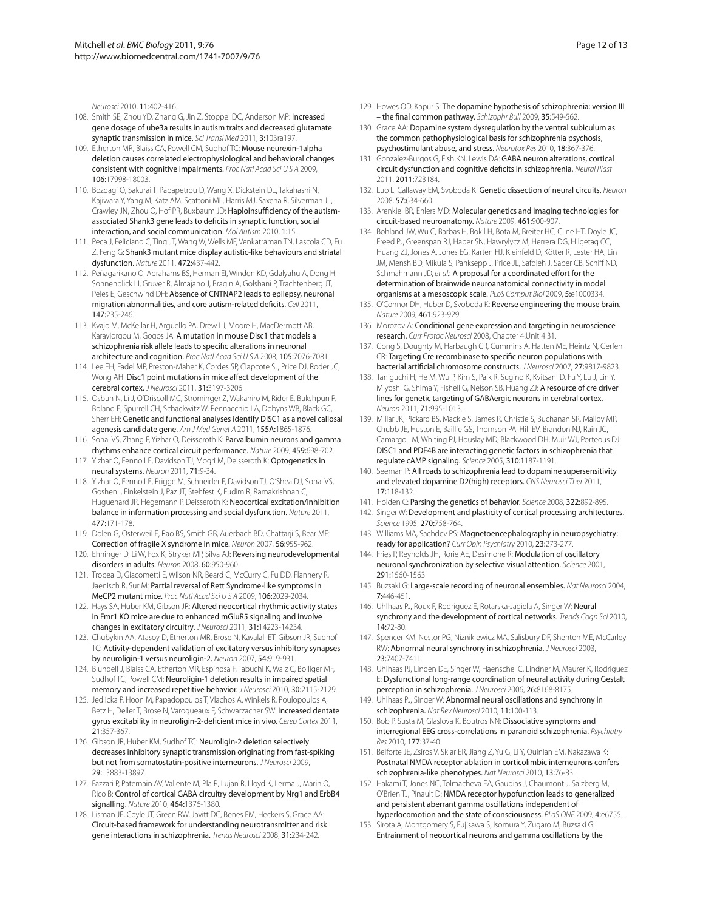*Neurosci* 2010, **11**:402-416.

108. Smith SE, Zhou YD, Zhang G, Jin Z, Stoppel DC, Anderson MP: Increased gene dosage of ube3a results in autism traits and decreased glutamate synaptic transmission in mice. *Sci Transl Med* 2011, **3**:103ra197.
109. Etherton MR, Blaiss CA, Powell CM, Sudhof TC: Mouse neurexin-1alpha deletion causes correlated electrophysiological and behavioral changes consistent with cognitive impairments. *Proc Natl Acad Sci U S A* 2009, **106**:17998-18003.
110. Bozdagi O, Sakurai T, Papapetrou D, Wang X, Dickstein DL, Takahashi N, Kajiwara Y, Yang M, Katz AM, Scattoni ML, Harris MJ, Saxena R, Silverman JL, Crawley JN, Zhou Q, Hof PR, Buxbaum JD: Haploinsufficiency of the autism-associated Shank3 gene leads to deficits in synaptic function, social interaction, and social communication. *Mol Autism* 2010, **1**:15.
111. Peca J, Feliciano C, Ting JT, Wang W, Wells MF, Venkatraman TN, Lascola CD, Fu Z, Feng G: Shank3 mutant mice display autistic-like behaviours and striatal dysfunction. *Nature* 2011, **472**:437-442.
112. Peñagarikano O, Abrahams BS, Herman EI, Winden KD, Gdalyahu A, Dong H, Sonnenblick LI, Gruver R, Almajano J, Bragin A, Golshani P, Trachtenberg JT, Peles E, Geschwind DH: Absence of CNTNAP2 leads to epilepsy, neuronal migration abnormalities, and core autism-related deficits. *Cell* 2011, **147**:235-246.
113. Kvajo M, McKellar H, Arguello PA, Drew LJ, Moore H, MacDermott AB, Karayiorgou M, Gogos JA: A mutation in mouse Disc1 that models a schizophrenia risk allele leads to specific alterations in neuronal architecture and cognition. *Proc Natl Acad Sci U S A* 2008, **105**:7076-7081.
114. Lee FH, Fadel MP, Preston-Maher K, Cordes SP, Clapcote SJ, Price DJ, Roder JC, Wong AH: Disc1 point mutations in mice affect development of the cerebral cortex. *J Neurosci* 2011, **31**:3197-3206.
115. Osbun N, Li J, O'Driscoll MC, Strominger Z, Wakahiro M, Rider E, Bukshpun P, Boland E, Spurrell CH, Schackwitz W, Pennacchio LA, Dobyns WB, Black GC, Sherr EH: Genetic and functional analyses identify DISC1 as a novel callosal agenesis candidate gene. *Am J Med Genet A* 2011, **155A**:1865-1876.
116. Sohal VS, Zhang F, Yizhar O, Deisseroth K: Parvalbumin neurons and gamma rhythms enhance cortical circuit performance. *Nature* 2009, **459**:698-702.
117. Yizhar O, Fenno LE, Davidson TJ, Mogri M, Deisseroth K: Optogenetics in neural systems. *Neuron* 2011, **71**:9-34.
118. Yizhar O, Fenno LE, Prigge M, Schneider F, Davidson TJ, O'Shea DJ, Sohal VS, Goshen I, Finkelstein J, Paz JT, Stehfest K, Fudim R, Ramakrishnan C, Huguenard JR, Hegemann P, Deisseroth K: Neocortical excitation/inhibition balance in information processing and social dysfunction. *Nature* 2011, **477**:171-178.
119. Dolen G, Osterweil E, Rao BS, Smith GB, Auerbach BD, Chattarji S, Bear MF: Correction of fragile X syndrome in mice. *Neuron* 2007, **56**:955-962.
120. Ehninger D, Li W, Fox K, Stryker MP, Silva AJ: Reversing neurodevelopmental disorders in adults. *Neuron* 2008, **60**:950-960.
121. Tropea D, Giacometti E, Wilson NR, Beard C, McCurry C, Fu DD, Flannery R, Jaenisch R, Sur M: Partial reversal of Rett Syndrome-like symptoms in MeCP2 mutant mice. *Proc Natl Acad Sci U S A* 2009, **106**:2029-2034.
122. Hays SA, Huber KM, Gibson JR: Altered neocortical rhythmic activity states in Fmr1 KO mice are due to enhanced mGluR5 signaling and involve changes in excitatory circuitry. *J Neurosci* 2011, **31**:14223-14234.
123. Chubykin AA, Atasoy D, Etherton MR, Brose N, Kavalali ET, Gibson JR, Sudhof TC: Activity-dependent validation of excitatory versus inhibitory synapses by neuroligin-1 versus neuroligin-2. *Neuron* 2007, **54**:919-931.
124. Blundell J, Blaiss CA, Etherton MR, Espinosa F, Tabuchi K, Walz C, Bolliger MF, Sudhof TC, Powell CM: Neuroligin-1 deletion results in impaired spatial memory and increased repetitive behavior. *J Neurosci* 2010, **30**:2115-2129.
125. Jedlicka P, Hoon M, Papadopoulos T, Vlachos A, Winkels R, Poulopoulos A, Betz H, Deller T, Brose N, Varoqueaux F, Schwarzacher SW: Increased dentate gyrus excitability in neuroligin-2-deficient mice in vivo. *Cereb Cortex* 2011, **21**:357-367.
126. Gibson JR, Huber KM, Sudhof TC: Neuroligin-2 deletion selectively decreases inhibitory synaptic transmission originating from fast-spiking but not from somatostatin-positive interneurons. *J Neurosci* 2009, **29**:13883-13897.
127. Fazzari P, Paternain AV, Valiente M, Pla R, Lujan R, Lloyd K, Lerma J, Marin O, Rico B: Control of cortical GABA circuitry development by Nrg1 and ErbB4 signalling. *Nature* 2010, **464**:1376-1380.
128. Lisman JE, Coyle JT, Green RW, Javitt DC, Benes FM, Heckers S, Grace AA: Circuit-based framework for understanding neurotransmitter and risk gene interactions in schizophrenia. *Trends Neurosci* 2008, **31**:234-242.
129. Howes OD, Kapur S: The dopamine hypothesis of schizophrenia: version III – the final common pathway. *Schizophr Bull* 2009, **35**:549-562.
130. Grace AA: Dopamine system dysregulation by the ventral subiculum as the common pathophysiological basis for schizophrenia psychosis, psychostimulant abuse, and stress. *Neurotox Res* 2010, **18**:367-376.
131. Gonzalez-Burgos G, Fish KN, Lewis DA: GABA neuron alterations, cortical circuit dysfunction and cognitive deficits in schizophrenia. *Neural Plast* 2011, **2011**:723184.
132. Luo L, Callaway EM, Svoboda K: Genetic dissection of neural circuits. *Neuron* 2008, **57**:634-660.
133. Arenkiel BR, Ehlers MD: Molecular genetics and imaging technologies for circuit-based neuroanatomy. *Nature* 2009, **461**:900-907.
134. Bohland JW, Wu C, Barbas H, Bokil H, Bota M, Breiter HC, Cline HT, Doyle JC, Freed PJ, Greenspan RJ, Haber SN, Hawrylycz M, Herrera DG, Hilgetag CC, Huang ZJ, Jones A, Jones EG, Karten HJ, Kleinfeld D, Kötter R, Lester HA, Lin JM, Mensh BD, Mikula S, Panksepp J, Price JL, Safdieh J, Saper CB, Schiff ND, Schmahmann JD, *et al.*: A proposal for a coordinated effort for the determination of brainwide neuroanatomical connectivity in model organisms at a mesoscopic scale. *PLoS Comput Biol* 2009, **5**:e1000334.
135. O'Connor DH, Huber D, Svoboda K: Reverse engineering the mouse brain. *Nature* 2009, **461**:923-929.
136. Morozov A: Conditional gene expression and targeting in neuroscience research. *Curr Protoc Neurosci* 2008, Chapter 4:Unit 4 31.
137. Gong S, Doughty M, Harbaugh CR, Cummins A, Hatten ME, Heintz N, Gerfen CR: Targeting Cre recombinase to specific neuron populations with bacterial artificial chromosome constructs. *J Neurosci* 2007, **27**:9817-9823.
138. Taniguchi H, He M, Wu P, Kim S, Paik R, Sugino K, Kvitsani D, Fu Y, Lu J, Lin Y, Miyoshi G, Shima Y, Fishell G, Nelson SB, Huang ZJ: A resource of cre driver lines for genetic targeting of GABAergic neurons in cerebral cortex. *Neuron* 2011, **71**:995-1013.
139. Millar JK, Pickard BS, Mackie S, James R, Christie S, Buchanan SR, Malloy MP, Chubb JE, Huston E, Baillie GS, Thomson PA, Hill EV, Brandon NJ, Rain JC, Camargo LM, Whiting PJ, Houslay MD, Blackwood DH, Muir WJ, Porteous DJ: DISC1 and PDE4B are interacting genetic factors in schizophrenia that regulate cAMP signaling. *Science* 2005, **310**:1187-1191.
140. Seeman P: All roads to schizophrenia lead to dopamine supersensitivity and elevated dopamine D2(high) receptors. *CNS Neurosci Ther* 2011, **17**:118-132.
141. Holden C: Parsing the genetics of behavior. *Science* 2008, **322**:892-895.
142. Singer W: Development and plasticity of cortical processing architectures. *Science* 1995, **270**:758-764.
143. Williams MA, Sachdev PS: Magnetoencephalography in neuropsychiatry: ready for application? *Curr Opin Psychiatry* 2010, **23**:273-277.
144. Fries P, Reynolds JH, Rorie AE, Desimone R: Modulation of oscillatory neuronal synchronization by selective visual attention. *Science* 2001, **291**:1560-1563.
145. Buzsaki G: Large-scale recording of neuronal ensembles. *Nat Neurosci* 2004, **7**:446-451.
146. Uhlhaas PJ, Roux F, Rodriguez E, Rotarska-Jagiela A, Singer W: Neural synchrony and the development of cortical networks. *Trends Cogn Sci* 2010, **14**:72-80.
147. Spencer KM, Nestor PG, Niznikiewicz MA, Salisbury DF, Shenton ME, McCarley RW: Abnormal neural synchrony in schizophrenia. *J Neurosci* 2003, **23**:7407-7411.
148. Uhlhaas PJ, Linden DE, Singer W, Haenschel C, Lindner M, Maurer K, Rodriguez E: Dysfunctional long-range coordination of neural activity during Gestalt perception in schizophrenia. *J Neurosci* 2006, **26**:8168-8175.
149. Uhlhaas PJ, Singer W: Abnormal neural oscillations and synchrony in schizophrenia. *Nat Rev Neurosci* 2010, **11**:100-113.
150. Bob P, Susta M, Glaslova K, Boutros NN: Dissociative symptoms and interregional EEG cross-correlations in paranoid schizophrenia. *Psychiatry Res* 2010, **177**:37-40.
151. Belforte JE, Zsiros V, Sklar ER, Jiang Z, Yu G, Li Y, Quinlan EM, Nakazawa K: Postnatal NMDA receptor ablation in corticolimbic interneurons confers schizophrenia-like phenotypes. *Nat Neurosci* 2010, **13**:76-83.
152. Hakami T, Jones NC, Tolmacheva EA, Gaudias J, Chaumont J, Salzberg M, O'Brien TJ, Pinault D: NMDA receptor hypofunction leads to generalized and persistent aberrant gamma oscillations independent of hyperlocomotion and the state of consciousness. *PLoS ONE* 2009, **4**:e6755.
153. Sirota A, Montgomery S, Fujisawa S, Isomura Y, Zugaro M, Buzsaki G: Entrainment of neocortical neurons and gamma oscillations by the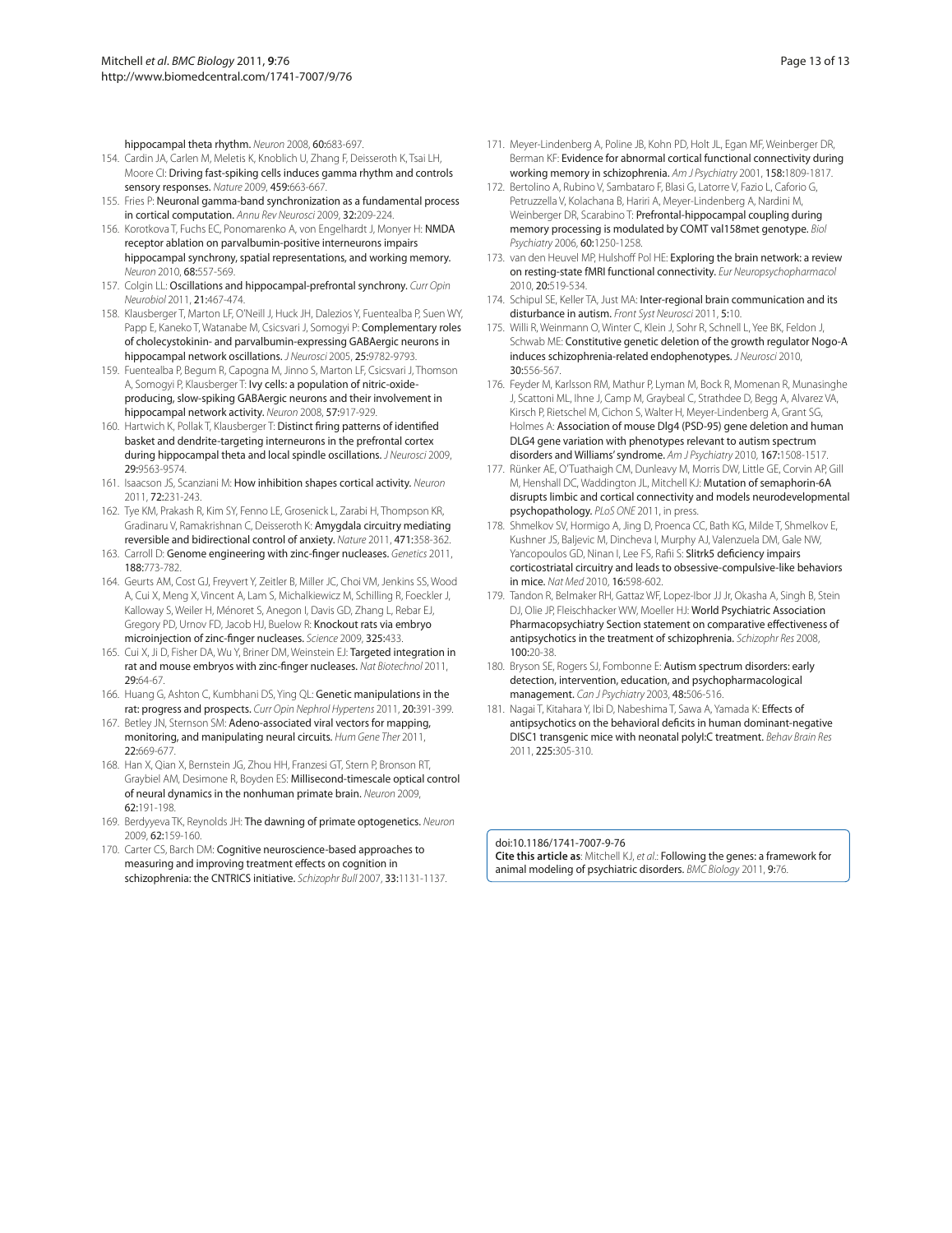hippocampal theta rhythm. *Neuron* 2008, **60:**683-697.

154. Cardin JA, Carlen M, Meletis K, Knoblich U, Zhang F, Deisseroth K, Tsai LH, Moore CI: Driving fast-spiking cells induces gamma rhythm and controls sensory responses. *Nature* 2009, **459:**663-667.
155. Fries P: Neuronal gamma-band synchronization as a fundamental process in cortical computation. *Annu Rev Neurosci* 2009, **32:**209-224.
156. Korotkova T, Fuchs EC, Ponomarenko A, von Engelhardt J, Monyer H: NMDA receptor ablation on parvalbumin-positive interneurons impairs hippocampal synchrony, spatial representations, and working memory. *Neuron* 2010, **68:**557-569.
157. Colgin LL: Oscillations and hippocampal-prefrontal synchrony. *Curr Opin Neurobiol* 2011, **21:**467-474.
158. Klausberger T, Marton LF, O'Neill J, Huck JH, Dalezios Y, Fuentealba P, Suen WY, Papp E, Kaneko T, Watanabe M, Csicsvari J, Somogyi P: Complementary roles of cholecystokinin- and parvalbumin-expressing GABAergic neurons in hippocampal network oscillations. *J Neurosci* 2005, **25:**9782-9793.
159. Fuentealba P, Begum R, Capogna M, Jinno S, Marton LF, Csicsvari J, Thomson A, Somogyi P, Klausberger T: Ivy cells: a population of nitric-oxide-producing, slow-spiking GABAergic neurons and their involvement in hippocampal network activity. *Neuron* 2008, **57:**917-929.
160. Hartwich K, Pollak T, Klausberger T: Distinct firing patterns of identified basket and dendrite-targeting interneurons in the prefrontal cortex during hippocampal theta and local spindle oscillations. *J Neurosci* 2009, **29:**9563-9574.
161. Isaacson JS, Scanziani M: How inhibition shapes cortical activity. *Neuron* 2011, **72:**231-243.
162. Tye KM, Prakash R, Kim SY, Fenno LE, Grosenick L, Zarabi H, Thompson KR, Gradinaru V, Ramakrishnan C, Deisseroth K: Amygdala circuitry mediating reversible and bidirectional control of anxiety. *Nature* 2011, **471:**358-362.
163. Carroll D: Genome engineering with zinc-finger nucleases. *Genetics* 2011, **188:**773-782.
164. Geurts AM, Cost GJ, Freyvert Y, Zeitler B, Miller JC, Choi VM, Jenkins SS, Wood A, Cui X, Meng X, Vincent A, Lam S, Michalkiewicz M, Schilling R, Foeckler J, Kalloway S, Weiler H, Ménoret S, Anegon I, Davis GD, Zhang L, Rebar EJ, Gregory PD, Urnov FD, Jacob HJ, Buelow R: Knockout rats via embryo microinjection of zinc-finger nucleases. *Science* 2009, **325:**433.
165. Cui X, Ji D, Fisher DA, Wu Y, Briner DM, Weinstein EJ: Targeted integration in rat and mouse embryos with zinc-finger nucleases. *Nat Biotechnol* 2011, **29:**64-67.
166. Huang G, Ashton C, Kumbhani DS, Ying QL: Genetic manipulations in the rat: progress and prospects. *Curr Opin Nephrol Hypertens* 2011, **20:**391-399.
167. Betley JN, Sternson SM: Adeno-associated viral vectors for mapping, monitoring, and manipulating neural circuits. *Hum Gene Ther* 2011, **22:**669-677.
168. Han X, Qian X, Bernstein JG, Zhou HH, Franzesi GT, Stern P, Bronson RT, Graybiel AM, Desimone R, Boyden ES: Millisecond-timescale optical control of neural dynamics in the nonhuman primate brain. *Neuron* 2009, **62:**191-198.
169. Berdyyeva TK, Reynolds JH: The dawning of primate optogenetics. *Neuron* 2009, **62:**159-160.
170. Carter CS, Barch DM: Cognitive neuroscience-based approaches to measuring and improving treatment effects on cognition in schizophrenia: the CNTRICS initiative. *Schizophr Bull* 2007, **33:**1131-1137.
171. Meyer-Lindenberg A, Poline JB, Kohn PD, Holt JL, Egan MF, Weinberger DR, Berman KF: Evidence for abnormal cortical functional connectivity during working memory in schizophrenia. *Am J Psychiatry* 2001, **158:**1809-1817.
172. Bertolino A, Rubino V, Sambataro F, Blasi G, Latorre V, Fazio L, Caforio G, Petruzzella V, Kolachana B, Hariri A, Meyer-Lindenberg A, Nardini M, Weinberger DR, Scarabino T: Prefrontal-hippocampal coupling during memory processing is modulated by COMT val158met genotype. *Biol Psychiatry* 2006, **60:**1250-1258.
173. van den Heuvel MP, Hulshoff Pol HE: Exploring the brain network: a review on resting-state fMRI functional connectivity. *Eur Neuropsychopharmacol* 2010, **20:**519-534.
174. Schipul SE, Keller TA, Just MA: Inter-regional brain communication and its disturbance in autism. *Front Syst Neurosci* 2011, **5:**10.
175. Willi R, Weinmann O, Winter C, Klein J, Sohr R, Schnell L, Yee BK, Feldon J, Schwab ME: Constitutive genetic deletion of the growth regulator Nogo-A induces schizophrenia-related endophenotypes. *J Neurosci* 2010, **30:**556-567.
176. Feyder M, Karlsson RM, Mathur P, Lyman M, Bock R, Momenan R, Munasinghe J, Scattoni ML, Ihne J, Camp M, Graybeal C, Strathdee D, Begg A, Alvarez VA, Kirsch P, Rietschel M, Cichon S, Walter H, Meyer-Lindenberg A, Grant SG, Holmes A: Association of mouse Dlg4 (PSD-95) gene deletion and human DLG4 gene variation with phenotypes relevant to autism spectrum disorders and Williams' syndrome. *Am J Psychiatry* 2010, **167:**1508-1517.
177. Rünker AE, O'Tuathaigh CM, Dunleavy M, Morris DW, Little GE, Corvin AP, Gill M, Henshall DC, Waddington JL, Mitchell KJ: Mutation of semaphorin-6A disrupts limbic and cortical connectivity and models neurodevelopmental psychopathology. *PLoS ONE* 2011, in press.
178. Shmelkov SV, Hormigo A, Jing D, Proenca CC, Bath KG, Milde T, Shmelkov E, Kushner JS, Baljevic M, Dincheva I, Murphy AJ, Valenzuela DM, Gale NW, Yancopoulos GD, Ninan I, Lee FS, Rafii S: Slitrk5 deficiency impairs corticostriatal circuitry and leads to obsessive-compulsive-like behaviors in mice. *Nat Med* 2010, **16:**598-602.
179. Tandon R, Belmaker RH, Gattaz WF, Lopez-Ibor JJ Jr, Okasha A, Singh B, Stein DJ, Olie JP, Fleischhacker WW, Moeller HJ: World Psychiatric Association Pharmacopsychiatry Section statement on comparative effectiveness of antipsychotics in the treatment of schizophrenia. *Schizophr Res* 2008, **100:**20-38.
180. Bryson SE, Rogers SJ, Fombonne E: Autism spectrum disorders: early detection, intervention, education, and psychopharmacological management. *Can J Psychiatry* 2003, **48:**506-516.
181. Nagai T, Kitahara Y, Ibi D, Nabeshima T, Sawa A, Yamada K: Effects of antipsychotics on the behavioral deficits in human dominant-negative DISC1 transgenic mice with neonatal polyI:C treatment. *Behav Brain Res* 2011, **225:**305-310.

doi:10.1186/1741-7007-9-76

**Cite this article as**: Mitchell KJ, *et al.*: Following the genes: a framework for animal modeling of psychiatric disorders. *BMC Biology* 2011, **9:**76.